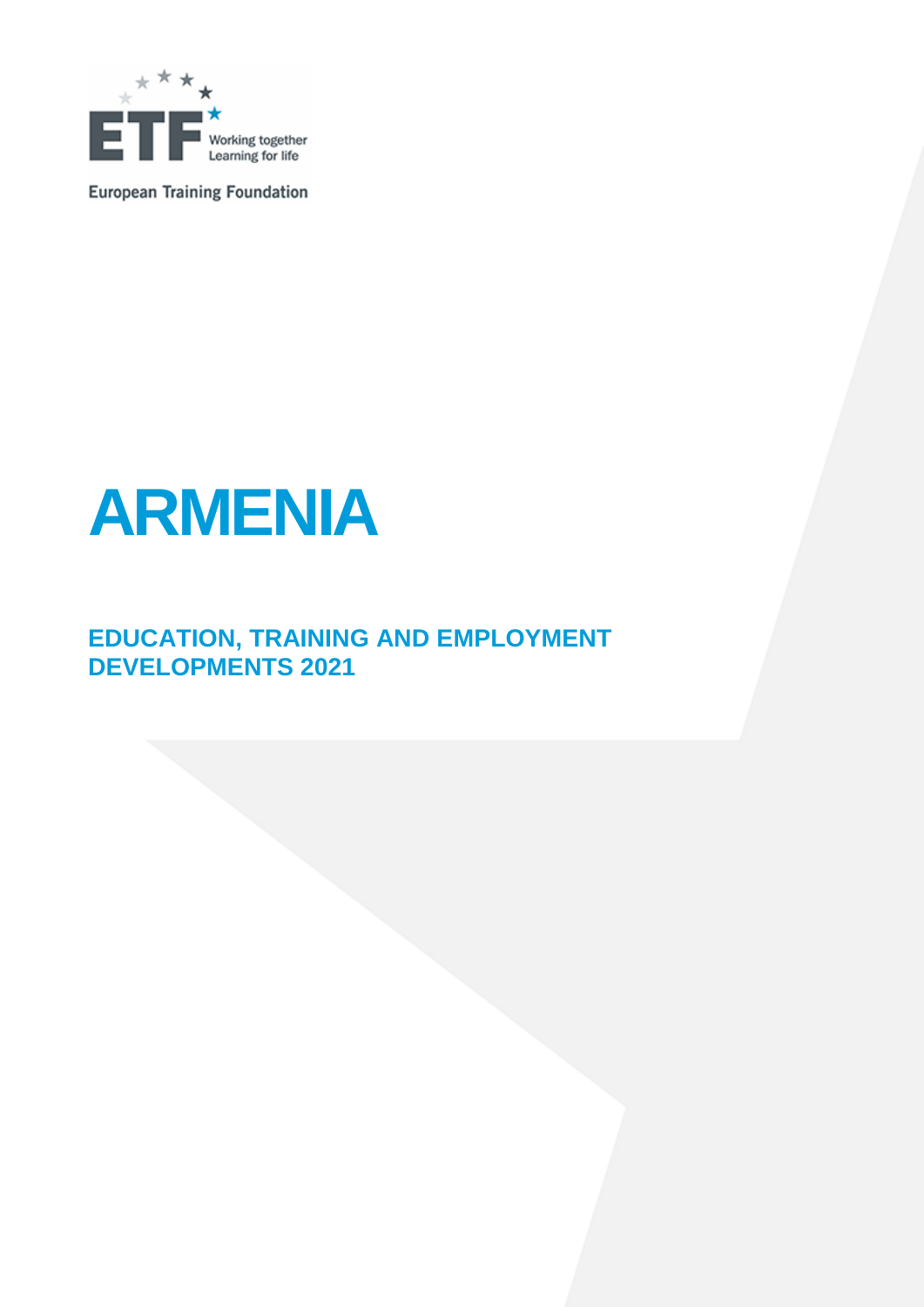European Training Foundation

# ARMENIA

## EDUCATION, TRAINING AND EMPLOYMENT DEVELOPMENTS 2021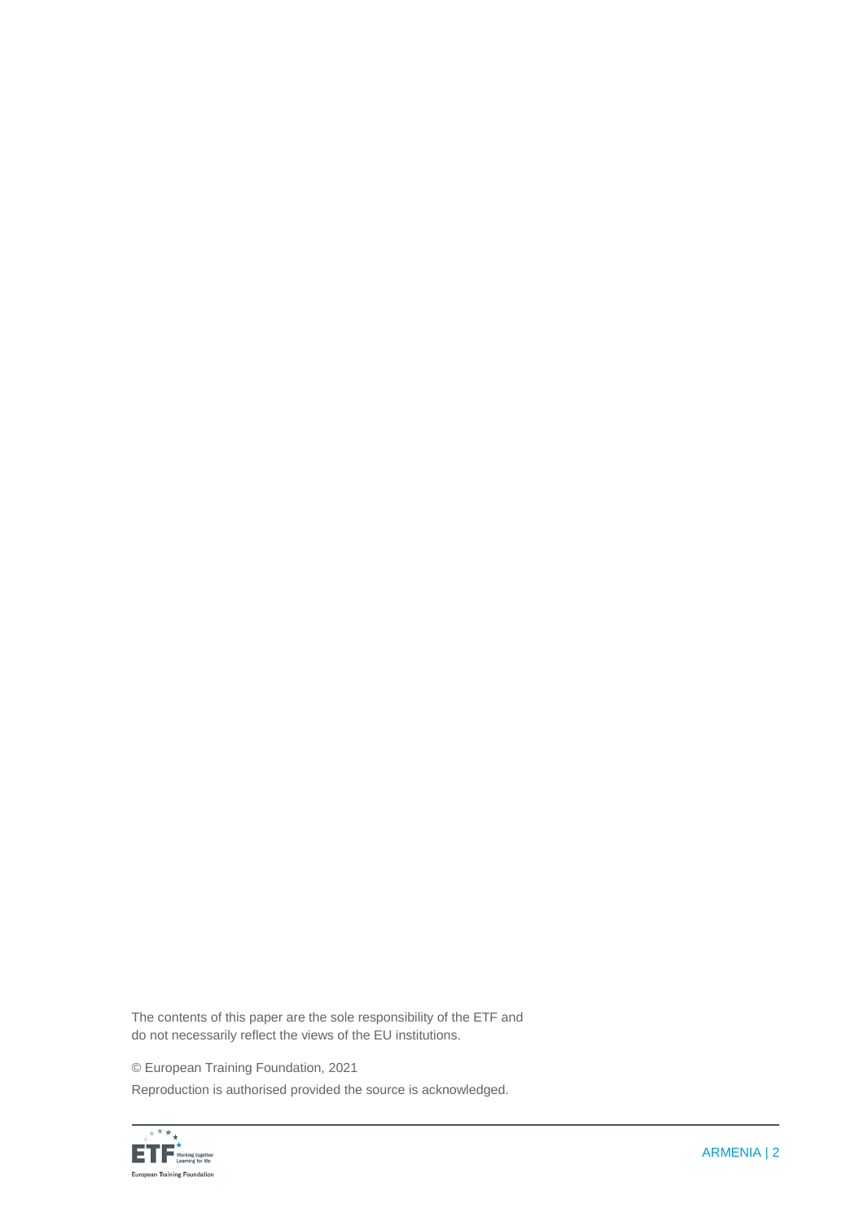The contents of this paper are the sole responsibility of the ETF and do not necessarily reflect the views of the EU institutions.

© European Training Foundation, 2021

Reproduction is authorised provided the source is acknowledged.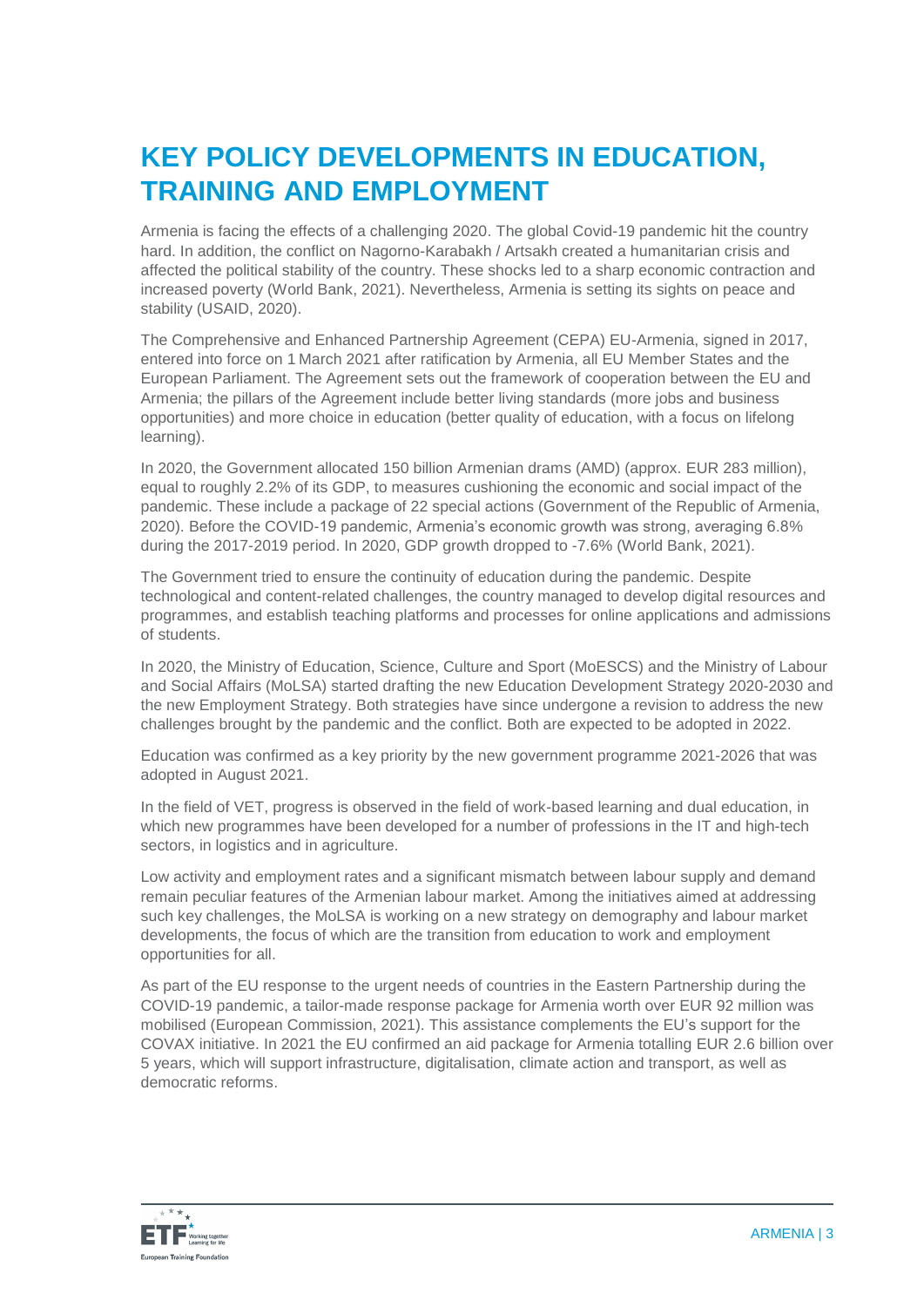# KEY POLICY DEVELOPMENTS IN EDUCATION, TRAINING AND EMPLOYMENT

Armenia is facing the effects of a challenging 2020. The global Covid-19 pandemic hit the country hard. In addition, the conflict on Nagorno-Karabakh / Artsakh created a humanitarian crisis and affected the political stability of the country. These shocks led to a sharp economic contraction and increased poverty (World Bank, 2021). Nevertheless, Armenia is setting its sights on peace and stability (USAID, 2020).

The Comprehensive and Enhanced Partnership Agreement (CEPA) EU-Armenia, signed in 2017, entered into force on 1 March 2021 after ratification by Armenia, all EU Member States and the European Parliament. The Agreement sets out the framework of cooperation between the EU and Armenia; the pillars of the Agreement include better living standards (more jobs and business opportunities) and more choice in education (better quality of education, with a focus on lifelong learning).

In 2020, the Government allocated 150 billion Armenian drams (AMD) (approx. EUR 283 million), equal to roughly 2.2% of its GDP, to measures cushioning the economic and social impact of the pandemic. These include a package of 22 special actions (Government of the Republic of Armenia, 2020). Before the COVID-19 pandemic, Armenia's economic growth was strong, averaging 6.8% during the 2017-2019 period. In 2020, GDP growth dropped to -7.6% (World Bank, 2021).

The Government tried to ensure the continuity of education during the pandemic. Despite technological and content-related challenges, the country managed to develop digital resources and programmes, and establish teaching platforms and processes for online applications and admissions of students.

In 2020, the Ministry of Education, Science, Culture and Sport (MoESCS) and the Ministry of Labour and Social Affairs (MoLSA) started drafting the new Education Development Strategy 2020-2030 and the new Employment Strategy. Both strategies have since undergone a revision to address the new challenges brought by the pandemic and the conflict. Both are expected to be adopted in 2022.

Education was confirmed as a key priority by the new government programme 2021-2026 that was adopted in August 2021.

In the field of VET, progress is observed in the field of work-based learning and dual education, in which new programmes have been developed for a number of professions in the IT and high-tech sectors, in logistics and in agriculture.

Low activity and employment rates and a significant mismatch between labour supply and demand remain peculiar features of the Armenian labour market. Among the initiatives aimed at addressing such key challenges, the MoLSA is working on a new strategy on demography and labour market developments, the focus of which are the transition from education to work and employment opportunities for all.

As part of the EU response to the urgent needs of countries in the Eastern Partnership during the COVID-19 pandemic, a tailor-made response package for Armenia worth over EUR 92 million was mobilised (European Commission, 2021). This assistance complements the EU's support for the COVAX initiative. In 2021 the EU confirmed an aid package for Armenia totalling EUR 2.6 billion over 5 years, which will support infrastructure, digitalisation, climate action and transport, as well as democratic reforms.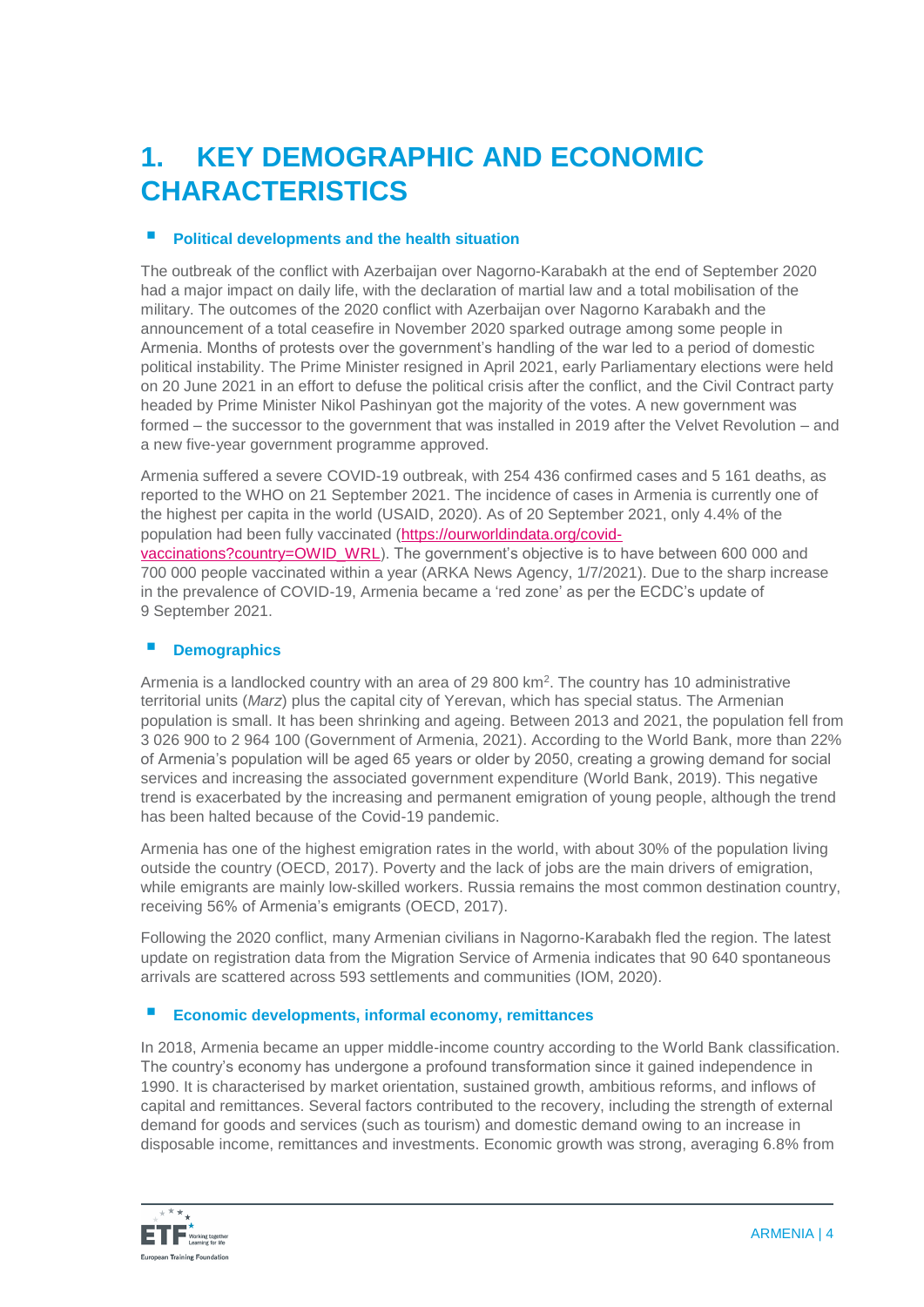# 1. KEY DEMOGRAPHIC AND ECONOMIC CHARACTERISTICS

### Political developments and the health situation

The outbreak of the conflict with Azerbaijan over Nagorno-Karabakh at the end of September 2020 had a major impact on daily life, with the declaration of martial law and a total mobilisation of the military. The outcomes of the 2020 conflict with Azerbaijan over Nagorno Karabakh and the announcement of a total ceasefire in November 2020 sparked outrage among some people in Armenia. Months of protests over the government's handling of the war led to a period of domestic political instability. The Prime Minister resigned in April 2021, early Parliamentary elections were held on 20 June 2021 in an effort to defuse the political crisis after the conflict, and the Civil Contract party headed by Prime Minister Nikol Pashinyan got the majority of the votes. A new government was formed – the successor to the government that was installed in 2019 after the Velvet Revolution – and a new five-year government programme approved.

Armenia suffered a severe COVID-19 outbreak, with 254 436 confirmed cases and 5 161 deaths, as reported to the WHO on 21 September 2021. The incidence of cases in Armenia is currently one of the highest per capita in the world (USAID, 2020). As of 20 September 2021, only 4.4% of the population had been fully vaccinated (https://ourworldindata.org/covid-vaccinations?country=OWID_WRL). The government's objective is to have between 600 000 and 700 000 people vaccinated within a year (ARKA News Agency, 1/7/2021). Due to the sharp increase in the prevalence of COVID-19, Armenia became a 'red zone' as per the ECDC's update of 9 September 2021.

### Demographics

Armenia is a landlocked country with an area of 29 800 km$^2$. The country has 10 administrative territorial units (*Marz*) plus the capital city of Yerevan, which has special status. The Armenian population is small. It has been shrinking and ageing. Between 2013 and 2021, the population fell from 3 026 900 to 2 964 100 (Government of Armenia, 2021). According to the World Bank, more than 22% of Armenia's population will be aged 65 years or older by 2050, creating a growing demand for social services and increasing the associated government expenditure (World Bank, 2019). This negative trend is exacerbated by the increasing and permanent emigration of young people, although the trend has been halted because of the Covid-19 pandemic.

Armenia has one of the highest emigration rates in the world, with about 30% of the population living outside the country (OECD, 2017). Poverty and the lack of jobs are the main drivers of emigration, while emigrants are mainly low-skilled workers. Russia remains the most common destination country, receiving 56% of Armenia's emigrants (OECD, 2017).

Following the 2020 conflict, many Armenian civilians in Nagorno-Karabakh fled the region. The latest update on registration data from the Migration Service of Armenia indicates that 90 640 spontaneous arrivals are scattered across 593 settlements and communities (IOM, 2020).

### Economic developments, informal economy, remittances

In 2018, Armenia became an upper middle-income country according to the World Bank classification. The country's economy has undergone a profound transformation since it gained independence in 1990. It is characterised by market orientation, sustained growth, ambitious reforms, and inflows of capital and remittances. Several factors contributed to the recovery, including the strength of external demand for goods and services (such as tourism) and domestic demand owing to an increase in disposable income, remittances and investments. Economic growth was strong, averaging 6.8% from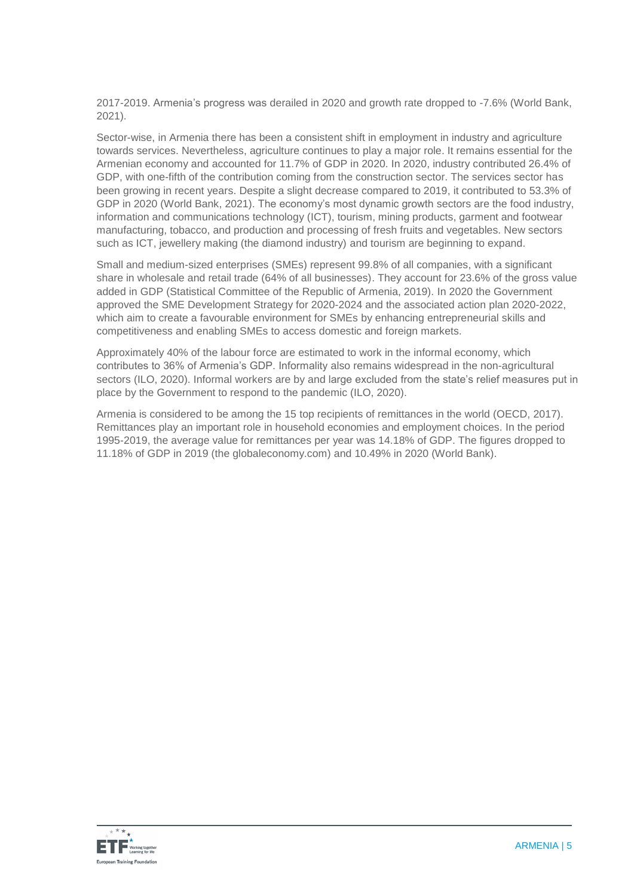2017-2019. Armenia's progress was derailed in 2020 and growth rate dropped to -7.6% (World Bank, 2021).

Sector-wise, in Armenia there has been a consistent shift in employment in industry and agriculture towards services. Nevertheless, agriculture continues to play a major role. It remains essential for the Armenian economy and accounted for 11.7% of GDP in 2020. In 2020, industry contributed 26.4% of GDP, with one-fifth of the contribution coming from the construction sector. The services sector has been growing in recent years. Despite a slight decrease compared to 2019, it contributed to 53.3% of GDP in 2020 (World Bank, 2021). The economy's most dynamic growth sectors are the food industry, information and communications technology (ICT), tourism, mining products, garment and footwear manufacturing, tobacco, and production and processing of fresh fruits and vegetables. New sectors such as ICT, jewellery making (the diamond industry) and tourism are beginning to expand.

Small and medium-sized enterprises (SMEs) represent 99.8% of all companies, with a significant share in wholesale and retail trade (64% of all businesses). They account for 23.6% of the gross value added in GDP (Statistical Committee of the Republic of Armenia, 2019). In 2020 the Government approved the SME Development Strategy for 2020-2024 and the associated action plan 2020-2022, which aim to create a favourable environment for SMEs by enhancing entrepreneurial skills and competitiveness and enabling SMEs to access domestic and foreign markets.

Approximately 40% of the labour force are estimated to work in the informal economy, which contributes to 36% of Armenia's GDP. Informality also remains widespread in the non-agricultural sectors (ILO, 2020). Informal workers are by and large excluded from the state's relief measures put in place by the Government to respond to the pandemic (ILO, 2020).

Armenia is considered to be among the 15 top recipients of remittances in the world (OECD, 2017). Remittances play an important role in household economies and employment choices. In the period 1995-2019, the average value for remittances per year was 14.18% of GDP. The figures dropped to 11.18% of GDP in 2019 (the globaleconomy.com) and 10.49% in 2020 (World Bank).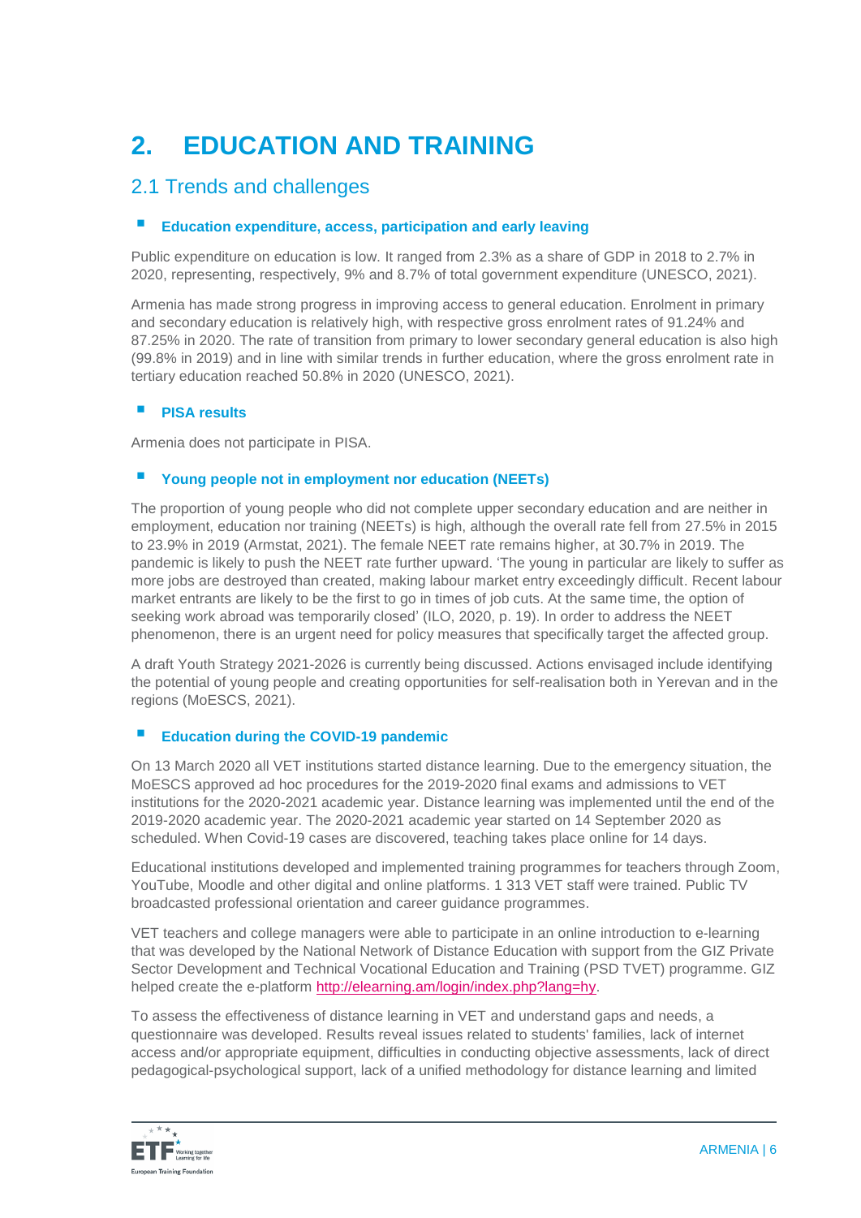# 2. EDUCATION AND TRAINING

## 2.1 Trends and challenges

### Education expenditure, access, participation and early leaving

Public expenditure on education is low. It ranged from 2.3% as a share of GDP in 2018 to 2.7% in 2020, representing, respectively, 9% and 8.7% of total government expenditure (UNESCO, 2021).

Armenia has made strong progress in improving access to general education. Enrolment in primary and secondary education is relatively high, with respective gross enrolment rates of 91.24% and 87.25% in 2020. The rate of transition from primary to lower secondary general education is also high (99.8% in 2019) and in line with similar trends in further education, where the gross enrolment rate in tertiary education reached 50.8% in 2020 (UNESCO, 2021).

### PISA results

Armenia does not participate in PISA.

### Young people not in employment nor education (NEETs)

The proportion of young people who did not complete upper secondary education and are neither in employment, education nor training (NEETs) is high, although the overall rate fell from 27.5% in 2015 to 23.9% in 2019 (Armstat, 2021). The female NEET rate remains higher, at 30.7% in 2019. The pandemic is likely to push the NEET rate further upward. 'The young in particular are likely to suffer as more jobs are destroyed than created, making labour market entry exceedingly difficult. Recent labour market entrants are likely to be the first to go in times of job cuts. At the same time, the option of seeking work abroad was temporarily closed' (ILO, 2020, p. 19). In order to address the NEET phenomenon, there is an urgent need for policy measures that specifically target the affected group.

A draft Youth Strategy 2021-2026 is currently being discussed. Actions envisaged include identifying the potential of young people and creating opportunities for self-realisation both in Yerevan and in the regions (MoESCS, 2021).

### Education during the COVID-19 pandemic

On 13 March 2020 all VET institutions started distance learning. Due to the emergency situation, the MoESCS approved ad hoc procedures for the 2019-2020 final exams and admissions to VET institutions for the 2020-2021 academic year. Distance learning was implemented until the end of the 2019-2020 academic year. The 2020-2021 academic year started on 14 September 2020 as scheduled. When Covid-19 cases are discovered, teaching takes place online for 14 days.

Educational institutions developed and implemented training programmes for teachers through Zoom, YouTube, Moodle and other digital and online platforms. 1 313 VET staff were trained. Public TV broadcasted professional orientation and career guidance programmes.

VET teachers and college managers were able to participate in an online introduction to e-learning that was developed by the National Network of Distance Education with support from the GIZ Private Sector Development and Technical Vocational Education and Training (PSD TVET) programme. GIZ helped create the e-platform http://elearning.am/login/index.php?lang=hy.

To assess the effectiveness of distance learning in VET and understand gaps and needs, a questionnaire was developed. Results reveal issues related to students' families, lack of internet access and/or appropriate equipment, difficulties in conducting objective assessments, lack of direct pedagogical-psychological support, lack of a unified methodology for distance learning and limited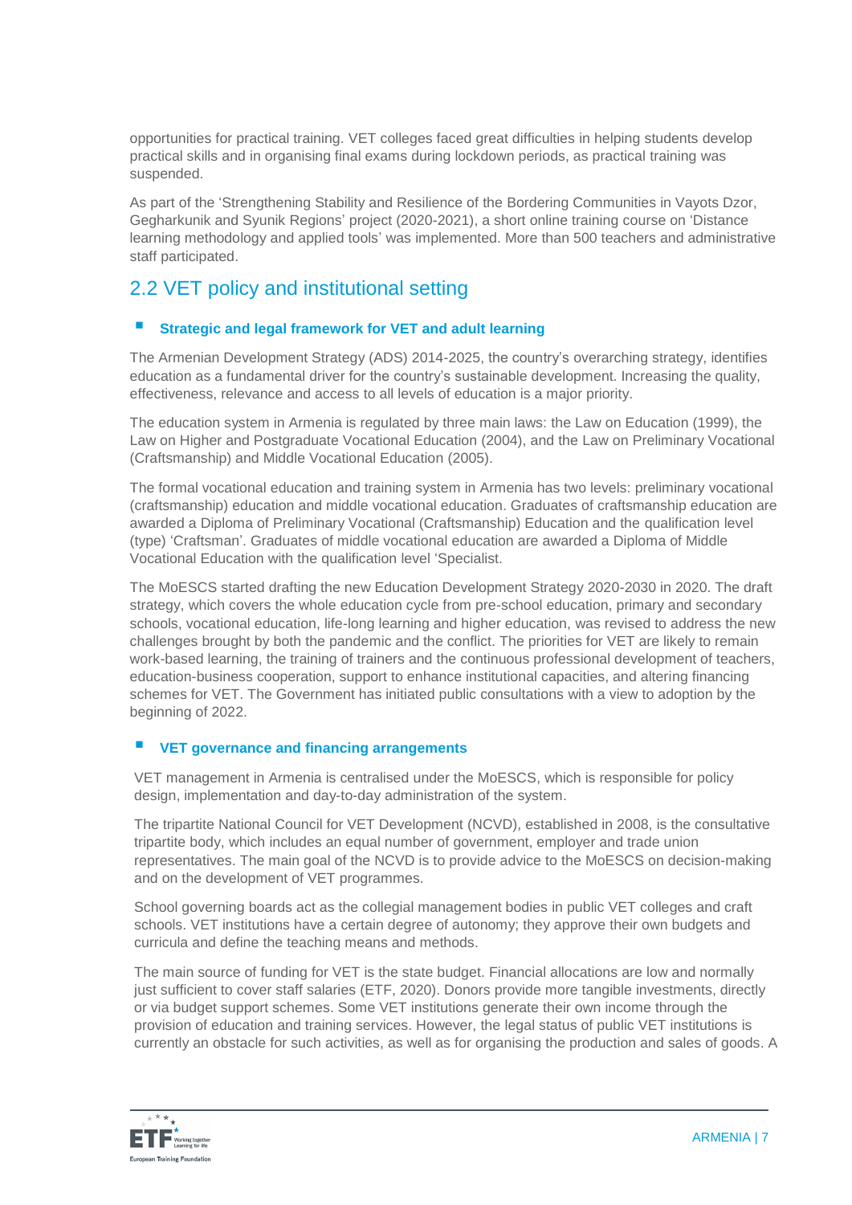opportunities for practical training. VET colleges faced great difficulties in helping students develop practical skills and in organising final exams during lockdown periods, as practical training was suspended.

As part of the 'Strengthening Stability and Resilience of the Bordering Communities in Vayots Dzor, Gegharkunik and Syunik Regions' project (2020-2021), a short online training course on 'Distance learning methodology and applied tools' was implemented. More than 500 teachers and administrative staff participated.

## 2.2 VET policy and institutional setting

### Strategic and legal framework for VET and adult learning

The Armenian Development Strategy (ADS) 2014-2025, the country's overarching strategy, identifies education as a fundamental driver for the country's sustainable development. Increasing the quality, effectiveness, relevance and access to all levels of education is a major priority.

The education system in Armenia is regulated by three main laws: the Law on Education (1999), the Law on Higher and Postgraduate Vocational Education (2004), and the Law on Preliminary Vocational (Craftsmanship) and Middle Vocational Education (2005).

The formal vocational education and training system in Armenia has two levels: preliminary vocational (craftsmanship) education and middle vocational education. Graduates of craftsmanship education are awarded a Diploma of Preliminary Vocational (Craftsmanship) Education and the qualification level (type) 'Craftsman'. Graduates of middle vocational education are awarded a Diploma of Middle Vocational Education with the qualification level 'Specialist.

The MoESCS started drafting the new Education Development Strategy 2020-2030 in 2020. The draft strategy, which covers the whole education cycle from pre-school education, primary and secondary schools, vocational education, life-long learning and higher education, was revised to address the new challenges brought by both the pandemic and the conflict. The priorities for VET are likely to remain work-based learning, the training of trainers and the continuous professional development of teachers, education-business cooperation, support to enhance institutional capacities, and altering financing schemes for VET. The Government has initiated public consultations with a view to adoption by the beginning of 2022.

### VET governance and financing arrangements

VET management in Armenia is centralised under the MoESCS, which is responsible for policy design, implementation and day-to-day administration of the system.

The tripartite National Council for VET Development (NCVD), established in 2008, is the consultative tripartite body, which includes an equal number of government, employer and trade union representatives. The main goal of the NCVD is to provide advice to the MoESCS on decision-making and on the development of VET programmes.

School governing boards act as the collegial management bodies in public VET colleges and craft schools. VET institutions have a certain degree of autonomy; they approve their own budgets and curricula and define the teaching means and methods.

The main source of funding for VET is the state budget. Financial allocations are low and normally just sufficient to cover staff salaries (ETF, 2020). Donors provide more tangible investments, directly or via budget support schemes. Some VET institutions generate their own income through the provision of education and training services. However, the legal status of public VET institutions is currently an obstacle for such activities, as well as for organising the production and sales of goods. A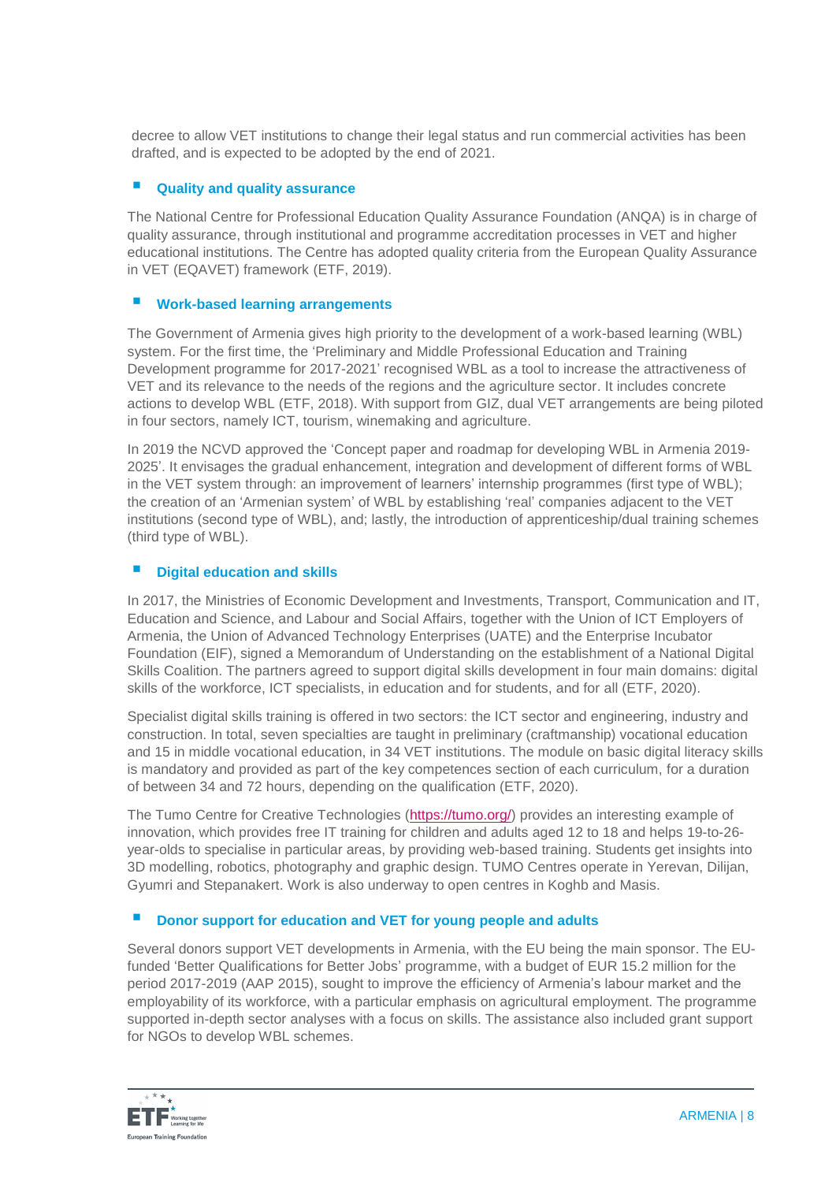decree to allow VET institutions to change their legal status and run commercial activities has been drafted, and is expected to be adopted by the end of 2021.

### Quality and quality assurance

The National Centre for Professional Education Quality Assurance Foundation (ANQA) is in charge of quality assurance, through institutional and programme accreditation processes in VET and higher educational institutions. The Centre has adopted quality criteria from the European Quality Assurance in VET (EQAVET) framework (ETF, 2019).

### Work-based learning arrangements

The Government of Armenia gives high priority to the development of a work-based learning (WBL) system. For the first time, the 'Preliminary and Middle Professional Education and Training Development programme for 2017-2021' recognised WBL as a tool to increase the attractiveness of VET and its relevance to the needs of the regions and the agriculture sector. It includes concrete actions to develop WBL (ETF, 2018). With support from GIZ, dual VET arrangements are being piloted in four sectors, namely ICT, tourism, winemaking and agriculture.

In 2019 the NCVD approved the 'Concept paper and roadmap for developing WBL in Armenia 2019-2025'. It envisages the gradual enhancement, integration and development of different forms of WBL in the VET system through: an improvement of learners' internship programmes (first type of WBL); the creation of an 'Armenian system' of WBL by establishing 'real' companies adjacent to the VET institutions (second type of WBL), and; lastly, the introduction of apprenticeship/dual training schemes (third type of WBL).

### Digital education and skills

In 2017, the Ministries of Economic Development and Investments, Transport, Communication and IT, Education and Science, and Labour and Social Affairs, together with the Union of ICT Employers of Armenia, the Union of Advanced Technology Enterprises (UATE) and the Enterprise Incubator Foundation (EIF), signed a Memorandum of Understanding on the establishment of a National Digital Skills Coalition. The partners agreed to support digital skills development in four main domains: digital skills of the workforce, ICT specialists, in education and for students, and for all (ETF, 2020).

Specialist digital skills training is offered in two sectors: the ICT sector and engineering, industry and construction. In total, seven specialties are taught in preliminary (craftmanship) vocational education and 15 in middle vocational education, in 34 VET institutions. The module on basic digital literacy skills is mandatory and provided as part of the key competences section of each curriculum, for a duration of between 34 and 72 hours, depending on the qualification (ETF, 2020).

The Tumo Centre for Creative Technologies (https://tumo.org/) provides an interesting example of innovation, which provides free IT training for children and adults aged 12 to 18 and helps 19-to-26-year-olds to specialise in particular areas, by providing web-based training. Students get insights into 3D modelling, robotics, photography and graphic design. TUMO Centres operate in Yerevan, Dilijan, Gyumri and Stepanakert. Work is also underway to open centres in Koghb and Masis.

### Donor support for education and VET for young people and adults

Several donors support VET developments in Armenia, with the EU being the main sponsor. The EU-funded 'Better Qualifications for Better Jobs' programme, with a budget of EUR 15.2 million for the period 2017-2019 (AAP 2015), sought to improve the efficiency of Armenia's labour market and the employability of its workforce, with a particular emphasis on agricultural employment. The programme supported in-depth sector analyses with a focus on skills. The assistance also included grant support for NGOs to develop WBL schemes.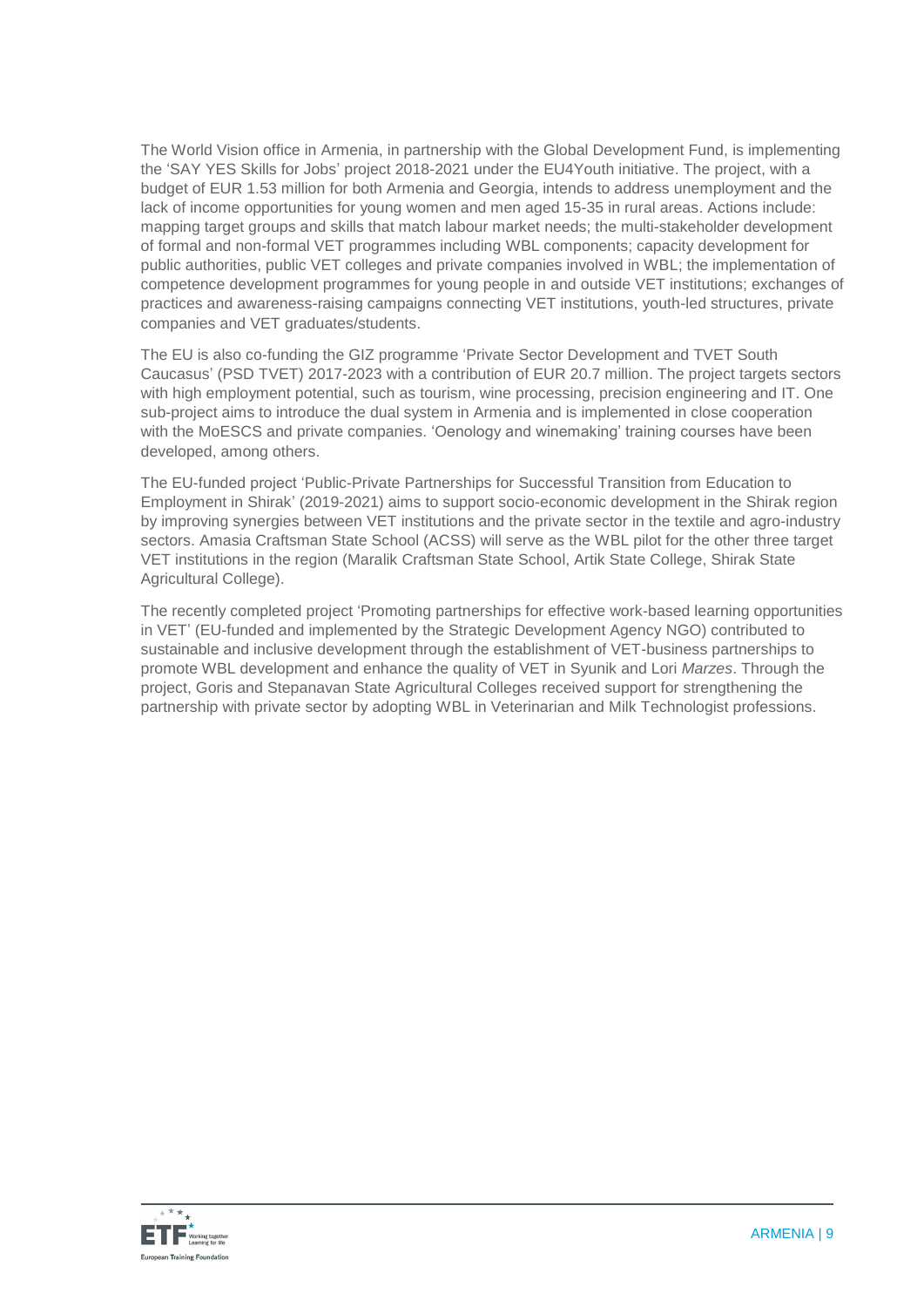The World Vision office in Armenia, in partnership with the Global Development Fund, is implementing the 'SAY YES Skills for Jobs' project 2018-2021 under the EU4Youth initiative. The project, with a budget of EUR 1.53 million for both Armenia and Georgia, intends to address unemployment and the lack of income opportunities for young women and men aged 15-35 in rural areas. Actions include: mapping target groups and skills that match labour market needs; the multi-stakeholder development of formal and non-formal VET programmes including WBL components; capacity development for public authorities, public VET colleges and private companies involved in WBL; the implementation of competence development programmes for young people in and outside VET institutions; exchanges of practices and awareness-raising campaigns connecting VET institutions, youth-led structures, private companies and VET graduates/students.

The EU is also co-funding the GIZ programme 'Private Sector Development and TVET South Caucasus' (PSD TVET) 2017-2023 with a contribution of EUR 20.7 million. The project targets sectors with high employment potential, such as tourism, wine processing, precision engineering and IT. One sub-project aims to introduce the dual system in Armenia and is implemented in close cooperation with the MoESCS and private companies. 'Oenology and winemaking' training courses have been developed, among others.

The EU-funded project 'Public-Private Partnerships for Successful Transition from Education to Employment in Shirak' (2019-2021) aims to support socio-economic development in the Shirak region by improving synergies between VET institutions and the private sector in the textile and agro-industry sectors. Amasia Craftsman State School (ACSS) will serve as the WBL pilot for the other three target VET institutions in the region (Maralik Craftsman State School, Artik State College, Shirak State Agricultural College).

The recently completed project 'Promoting partnerships for effective work-based learning opportunities in VET' (EU-funded and implemented by the Strategic Development Agency NGO) contributed to sustainable and inclusive development through the establishment of VET-business partnerships to promote WBL development and enhance the quality of VET in Syunik and Lori *Marzes*. Through the project, Goris and Stepanavan State Agricultural Colleges received support for strengthening the partnership with private sector by adopting WBL in Veterinarian and Milk Technologist professions.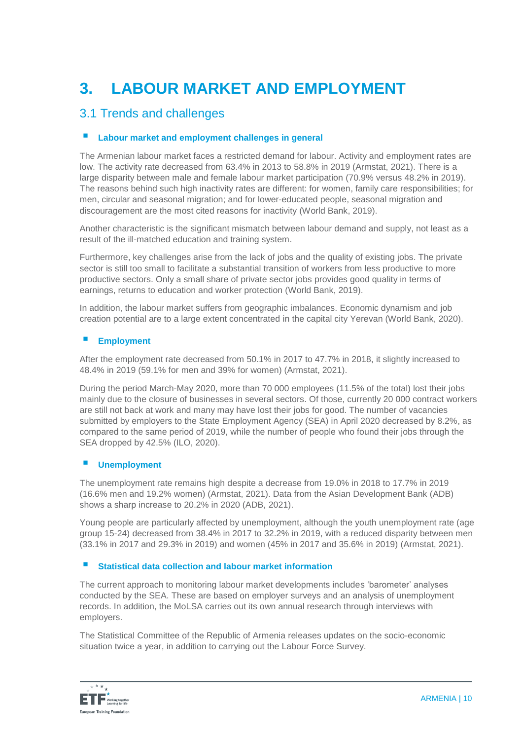# 3. LABOUR MARKET AND EMPLOYMENT

## 3.1 Trends and challenges

### Labour market and employment challenges in general

The Armenian labour market faces a restricted demand for labour. Activity and employment rates are low. The activity rate decreased from 63.4% in 2013 to 58.8% in 2019 (Armstat, 2021). There is a large disparity between male and female labour market participation (70.9% versus 48.2% in 2019). The reasons behind such high inactivity rates are different: for women, family care responsibilities; for men, circular and seasonal migration; and for lower-educated people, seasonal migration and discouragement are the most cited reasons for inactivity (World Bank, 2019).

Another characteristic is the significant mismatch between labour demand and supply, not least as a result of the ill-matched education and training system.

Furthermore, key challenges arise from the lack of jobs and the quality of existing jobs. The private sector is still too small to facilitate a substantial transition of workers from less productive to more productive sectors. Only a small share of private sector jobs provides good quality in terms of earnings, returns to education and worker protection (World Bank, 2019).

In addition, the labour market suffers from geographic imbalances. Economic dynamism and job creation potential are to a large extent concentrated in the capital city Yerevan (World Bank, 2020).

### Employment

After the employment rate decreased from 50.1% in 2017 to 47.7% in 2018, it slightly increased to 48.4% in 2019 (59.1% for men and 39% for women) (Armstat, 2021).

During the period March-May 2020, more than 70 000 employees (11.5% of the total) lost their jobs mainly due to the closure of businesses in several sectors. Of those, currently 20 000 contract workers are still not back at work and many may have lost their jobs for good. The number of vacancies submitted by employers to the State Employment Agency (SEA) in April 2020 decreased by 8.2%, as compared to the same period of 2019, while the number of people who found their jobs through the SEA dropped by 42.5% (ILO, 2020).

### Unemployment

The unemployment rate remains high despite a decrease from 19.0% in 2018 to 17.7% in 2019 (16.6% men and 19.2% women) (Armstat, 2021). Data from the Asian Development Bank (ADB) shows a sharp increase to 20.2% in 2020 (ADB, 2021).

Young people are particularly affected by unemployment, although the youth unemployment rate (age group 15-24) decreased from 38.4% in 2017 to 32.2% in 2019, with a reduced disparity between men (33.1% in 2017 and 29.3% in 2019) and women (45% in 2017 and 35.6% in 2019) (Armstat, 2021).

### Statistical data collection and labour market information

The current approach to monitoring labour market developments includes 'barometer' analyses conducted by the SEA. These are based on employer surveys and an analysis of unemployment records. In addition, the MoLSA carries out its own annual research through interviews with employers.

The Statistical Committee of the Republic of Armenia releases updates on the socio-economic situation twice a year, in addition to carrying out the Labour Force Survey.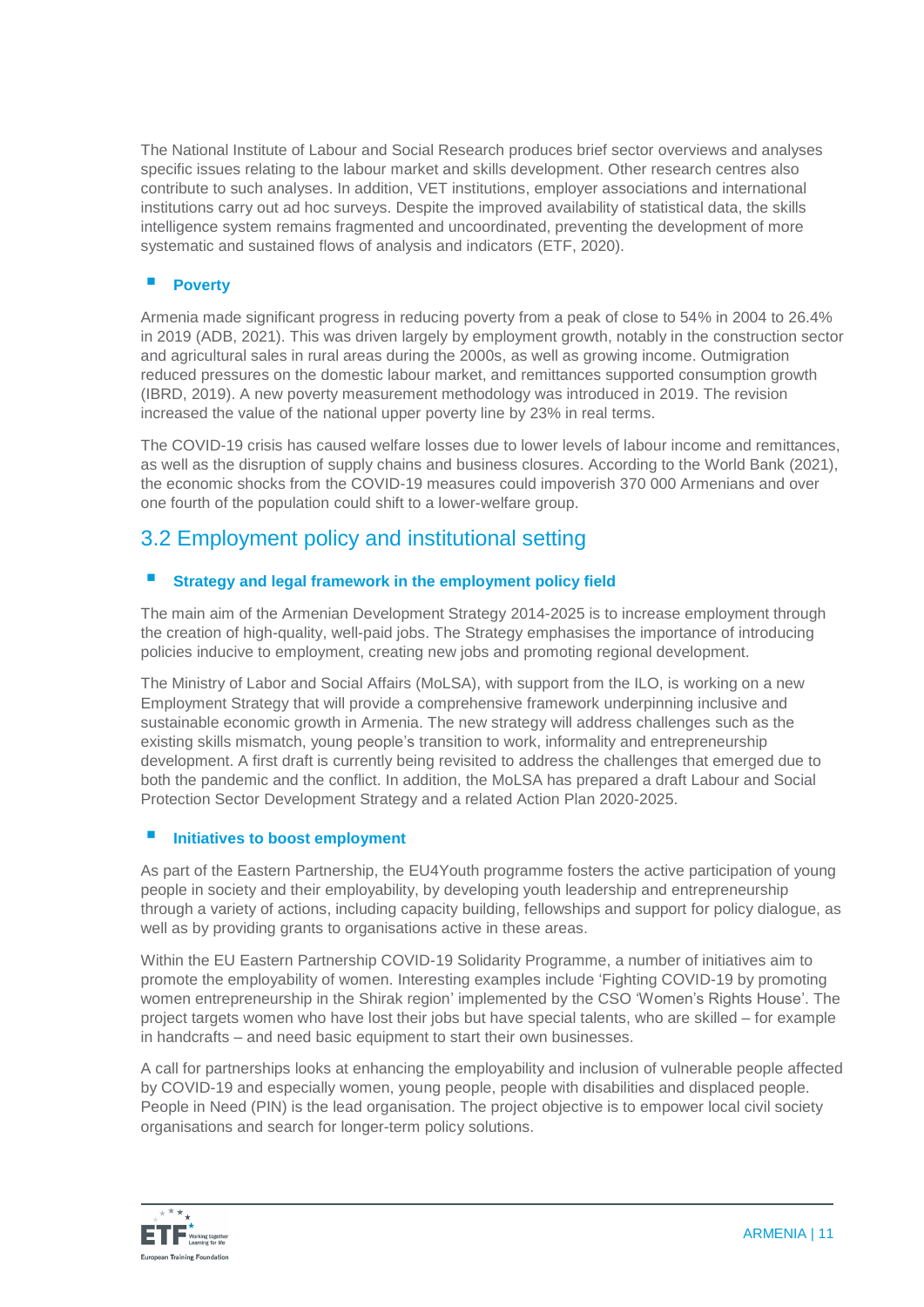The National Institute of Labour and Social Research produces brief sector overviews and analyses specific issues relating to the labour market and skills development. Other research centres also contribute to such analyses. In addition, VET institutions, employer associations and international institutions carry out ad hoc surveys. Despite the improved availability of statistical data, the skills intelligence system remains fragmented and uncoordinated, preventing the development of more systematic and sustained flows of analysis and indicators (ETF, 2020).

- **Poverty**

Armenia made significant progress in reducing poverty from a peak of close to 54% in 2004 to 26.4% in 2019 (ADB, 2021). This was driven largely by employment growth, notably in the construction sector and agricultural sales in rural areas during the 2000s, as well as growing income. Outmigration reduced pressures on the domestic labour market, and remittances supported consumption growth (IBRD, 2019). A new poverty measurement methodology was introduced in 2019. The revision increased the value of the national upper poverty line by 23% in real terms.

The COVID-19 crisis has caused welfare losses due to lower levels of labour income and remittances, as well as the disruption of supply chains and business closures. According to the World Bank (2021), the economic shocks from the COVID-19 measures could impoverish 370 000 Armenians and over one fourth of the population could shift to a lower-welfare group.

## 3.2 Employment policy and institutional setting

- **Strategy and legal framework in the employment policy field**

The main aim of the Armenian Development Strategy 2014-2025 is to increase employment through the creation of high-quality, well-paid jobs. The Strategy emphasises the importance of introducing policies inducive to employment, creating new jobs and promoting regional development.

The Ministry of Labor and Social Affairs (MoLSA), with support from the ILO, is working on a new Employment Strategy that will provide a comprehensive framework underpinning inclusive and sustainable economic growth in Armenia. The new strategy will address challenges such as the existing skills mismatch, young people's transition to work, informality and entrepreneurship development. A first draft is currently being revisited to address the challenges that emerged due to both the pandemic and the conflict. In addition, the MoLSA has prepared a draft Labour and Social Protection Sector Development Strategy and a related Action Plan 2020-2025.

- **Initiatives to boost employment**

As part of the Eastern Partnership, the EU4Youth programme fosters the active participation of young people in society and their employability, by developing youth leadership and entrepreneurship through a variety of actions, including capacity building, fellowships and support for policy dialogue, as well as by providing grants to organisations active in these areas.

Within the EU Eastern Partnership COVID-19 Solidarity Programme, a number of initiatives aim to promote the employability of women. Interesting examples include 'Fighting COVID-19 by promoting women entrepreneurship in the Shirak region' implemented by the CSO 'Women's Rights House'. The project targets women who have lost their jobs but have special talents, who are skilled – for example in handcrafts – and need basic equipment to start their own businesses.

A call for partnerships looks at enhancing the employability and inclusion of vulnerable people affected by COVID-19 and especially women, young people, people with disabilities and displaced people. People in Need (PIN) is the lead organisation. The project objective is to empower local civil society organisations and search for longer-term policy solutions.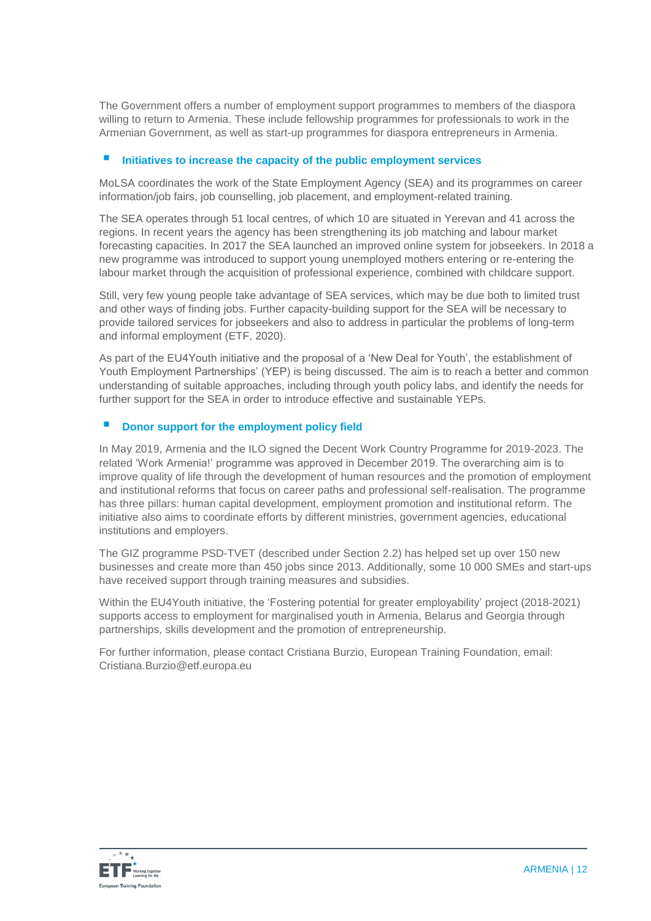The Government offers a number of employment support programmes to members of the diaspora willing to return to Armenia. These include fellowship programmes for professionals to work in the Armenian Government, as well as start-up programmes for diaspora entrepreneurs in Armenia.

- **Initiatives to increase the capacity of the public employment services**

MoLSA coordinates the work of the State Employment Agency (SEA) and its programmes on career information/job fairs, job counselling, job placement, and employment-related training.

The SEA operates through 51 local centres, of which 10 are situated in Yerevan and 41 across the regions. In recent years the agency has been strengthening its job matching and labour market forecasting capacities. In 2017 the SEA launched an improved online system for jobseekers. In 2018 a new programme was introduced to support young unemployed mothers entering or re-entering the labour market through the acquisition of professional experience, combined with childcare support.

Still, very few young people take advantage of SEA services, which may be due both to limited trust and other ways of finding jobs. Further capacity-building support for the SEA will be necessary to provide tailored services for jobseekers and also to address in particular the problems of long-term and informal employment (ETF, 2020).

As part of the EU4Youth initiative and the proposal of a 'New Deal for Youth', the establishment of Youth Employment Partnerships' (YEP) is being discussed. The aim is to reach a better and common understanding of suitable approaches, including through youth policy labs, and identify the needs for further support for the SEA in order to introduce effective and sustainable YEPs.

- **Donor support for the employment policy field**

In May 2019, Armenia and the ILO signed the Decent Work Country Programme for 2019-2023. The related 'Work Armenia!' programme was approved in December 2019. The overarching aim is to improve quality of life through the development of human resources and the promotion of employment and institutional reforms that focus on career paths and professional self-realisation. The programme has three pillars: human capital development, employment promotion and institutional reform. The initiative also aims to coordinate efforts by different ministries, government agencies, educational institutions and employers.

The GIZ programme PSD-TVET (described under Section 2.2) has helped set up over 150 new businesses and create more than 450 jobs since 2013. Additionally, some 10 000 SMEs and start-ups have received support through training measures and subsidies.

Within the EU4Youth initiative, the 'Fostering potential for greater employability' project (2018-2021) supports access to employment for marginalised youth in Armenia, Belarus and Georgia through partnerships, skills development and the promotion of entrepreneurship.

For further information, please contact Cristiana Burzio, European Training Foundation, email: Cristiana.Burzio@etf.europa.eu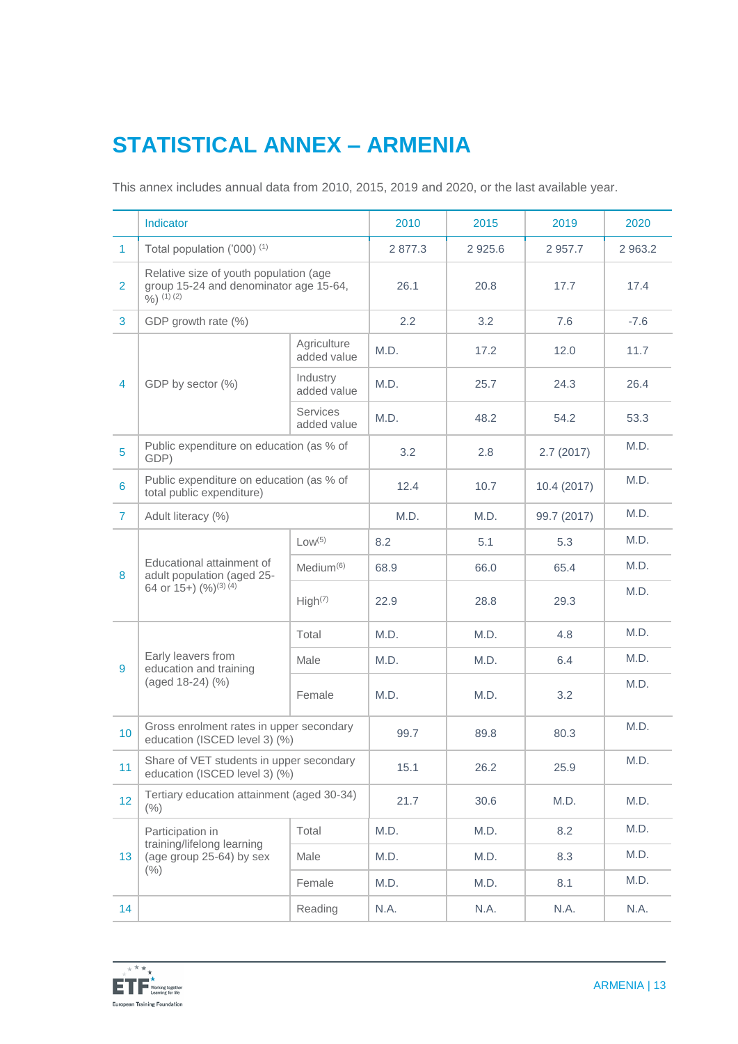# STATISTICAL ANNEX – ARMENIA

This annex includes annual data from 2010, 2015, 2019 and 2020, or the last available year.

| | Indicator | | 2010 | 2015 | 2019 | 2020 |
|---|---|---|---|---|---|---|
| 1 | Total population ('000) (1) | | 2 877.3 | 2 925.6 | 2 957.7 | 2 963.2 |
| 2 | Relative size of youth population (age group 15-24 and denominator age 15-64, %) (1) (2) | | 26.1 | 20.8 | 17.7 | 17.4 |
| 3 | GDP growth rate (%) | | 2.2 | 3.2 | 7.6 | -7.6 |
| 4 | GDP by sector (%) | Agriculture added value | M.D. | 17.2 | 12.0 | 11.7 |
| | | Industry added value | M.D. | 25.7 | 24.3 | 26.4 |
| | | Services added value | M.D. | 48.2 | 54.2 | 53.3 |
| 5 | Public expenditure on education (as % of GDP) | | 3.2 | 2.8 | 2.7 (2017) | M.D. |
| 6 | Public expenditure on education (as % of total public expenditure) | | 12.4 | 10.7 | 10.4 (2017) | M.D. |
| 7 | Adult literacy (%) | | M.D. | M.D. | 99.7 (2017) | M.D. |
| 8 | Educational attainment of adult population (aged 25-64 or 15+) (%)(3) (4) | Low(5) | 8.2 | 5.1 | 5.3 | M.D. |
| | | Medium(6) | 68.9 | 66.0 | 65.4 | M.D. |
| | | High(7) | 22.9 | 28.8 | 29.3 | M.D. |
| 9 | Early leavers from education and training (aged 18-24) (%) | Total | M.D. | M.D. | 4.8 | M.D. |
| | | Male | M.D. | M.D. | 6.4 | M.D. |
| | | Female | M.D. | M.D. | 3.2 | M.D. |
| 10 | Gross enrolment rates in upper secondary education (ISCED level 3) (%) | | 99.7 | 89.8 | 80.3 | M.D. |
| 11 | Share of VET students in upper secondary education (ISCED level 3) (%) | | 15.1 | 26.2 | 25.9 | M.D. |
| 12 | Tertiary education attainment (aged 30-34) (%) | | 21.7 | 30.6 | M.D. | M.D. |
| 13 | Participation in training/lifelong learning (age group 25-64) by sex (%) | Total | M.D. | M.D. | 8.2 | M.D. |
| | | Male | M.D. | M.D. | 8.3 | M.D. |
| | | Female | M.D. | M.D. | 8.1 | M.D. |
| 14 | | Reading | N.A. | N.A. | N.A. | N.A. |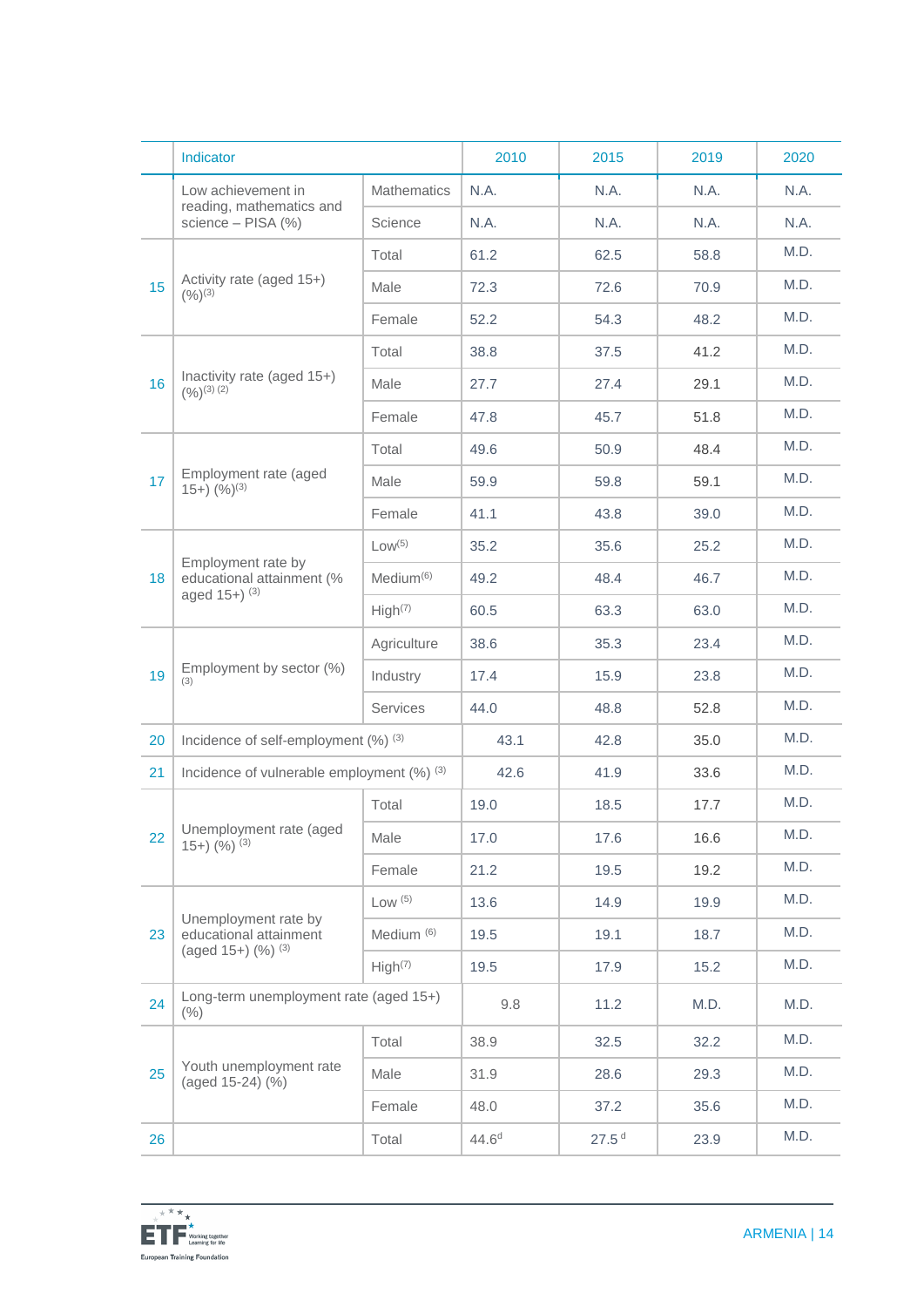| | Indicator | | 2010 | 2015 | 2019 | 2020 |
|---|---|---|---|---|---|---|
| | Low achievement in reading, mathematics and science – PISA (%) | Mathematics | N.A. | N.A. | N.A. | N.A. |
| | | Science | N.A. | N.A. | N.A. | N.A. |
| 15 | Activity rate (aged 15+) (%)(3) | Total | 61.2 | 62.5 | 58.8 | M.D. |
| | | Male | 72.3 | 72.6 | 70.9 | M.D. |
| | | Female | 52.2 | 54.3 | 48.2 | M.D. |
| 16 | Inactivity rate (aged 15+) (%)(3) (2) | Total | 38.8 | 37.5 | 41.2 | M.D. |
| | | Male | 27.7 | 27.4 | 29.1 | M.D. |
| | | Female | 47.8 | 45.7 | 51.8 | M.D. |
| 17 | Employment rate (aged 15+) (%)(3) | Total | 49.6 | 50.9 | 48.4 | M.D. |
| | | Male | 59.9 | 59.8 | 59.1 | M.D. |
| | | Female | 41.1 | 43.8 | 39.0 | M.D. |
| 18 | Employment rate by educational attainment (% aged 15+) (3) | Low(5) | 35.2 | 35.6 | 25.2 | M.D. |
| | | Medium(6) | 49.2 | 48.4 | 46.7 | M.D. |
| | | High(7) | 60.5 | 63.3 | 63.0 | M.D. |
| 19 | Employment by sector (%) (3) | Agriculture | 38.6 | 35.3 | 23.4 | M.D. |
| | | Industry | 17.4 | 15.9 | 23.8 | M.D. |
| | | Services | 44.0 | 48.8 | 52.8 | M.D. |
| 20 | Incidence of self-employment (%) (3) | | 43.1 | 42.8 | 35.0 | M.D. |
| 21 | Incidence of vulnerable employment (%) (3) | | 42.6 | 41.9 | 33.6 | M.D. |
| 22 | Unemployment rate (aged 15+) (%) (3) | Total | 19.0 | 18.5 | 17.7 | M.D. |
| | | Male | 17.0 | 17.6 | 16.6 | M.D. |
| | | Female | 21.2 | 19.5 | 19.2 | M.D. |
| 23 | Unemployment rate by educational attainment (aged 15+) (%) (3) | Low (5) | 13.6 | 14.9 | 19.9 | M.D. |
| | | Medium (6) | 19.5 | 19.1 | 18.7 | M.D. |
| | | High(7) | 19.5 | 17.9 | 15.2 | M.D. |
| 24 | Long-term unemployment rate (aged 15+) (%) | | 9.8 | 11.2 | M.D. | M.D. |
| 25 | Youth unemployment rate (aged 15-24) (%) | Total | 38.9 | 32.5 | 32.2 | M.D. |
| | | Male | 31.9 | 28.6 | 29.3 | M.D. |
| | | Female | 48.0 | 37.2 | 35.6 | M.D. |
| 26 | | Total | 44.6[d] | 27.5[d] | 23.9 | M.D. |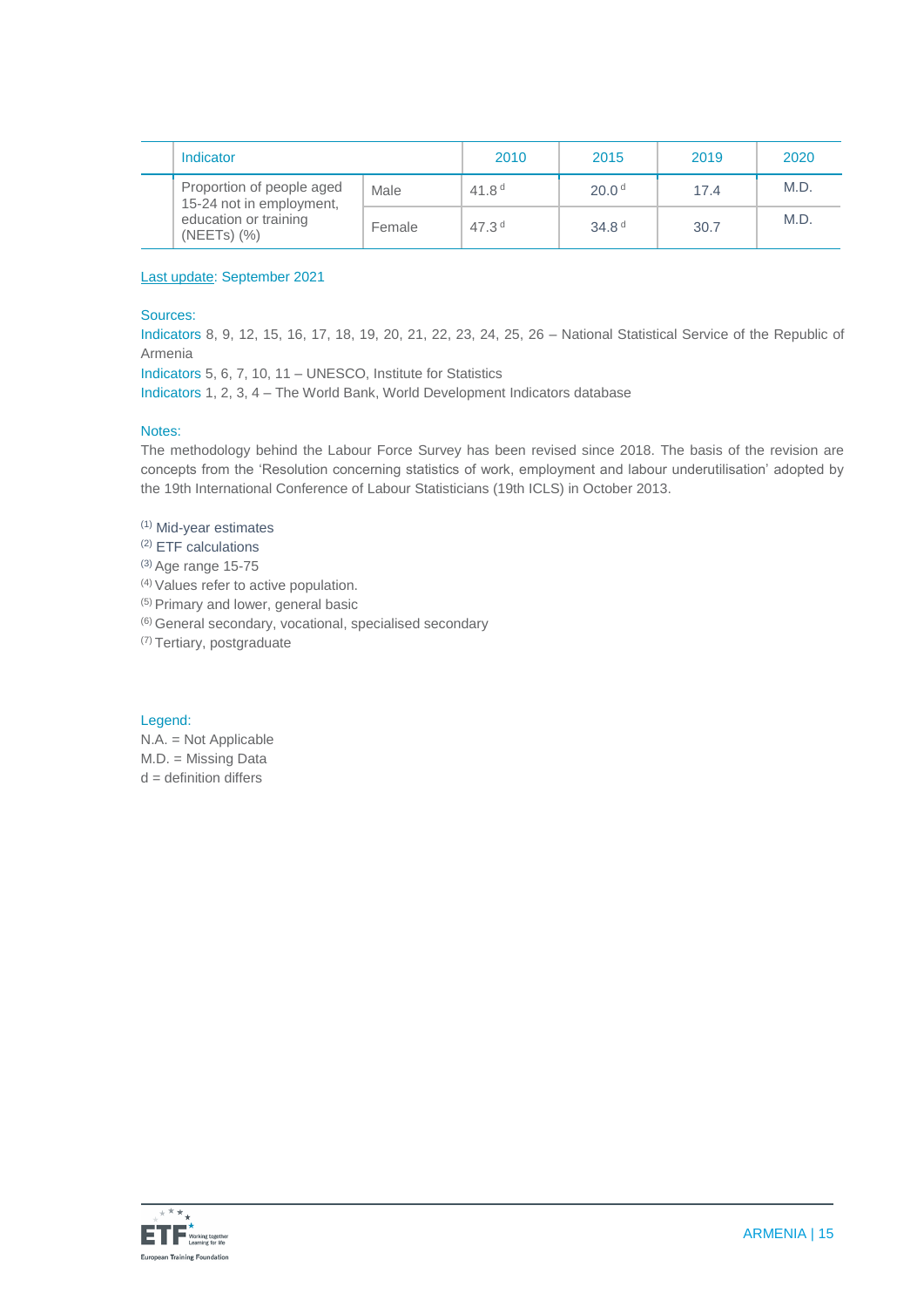| | Indicator | | 2010 | 2015 | 2019 | 2020 |
|---|---|---|---|---|---|---|
| | Proportion of people aged 15-24 not in employment, education or training (NEETs) (%) | Male | 41.8 d | 20.0 d | 17.4 | M.D. |
| | | Female | 47.3 d | 34.8 d | 30.7 | M.D. |

Last update: September 2021

Sources:

Indicators 8, 9, 12, 15, 16, 17, 18, 19, 20, 21, 22, 23, 24, 25, 26 – National Statistical Service of the Republic of Armenia

Indicators 5, 6, 7, 10, 11 – UNESCO, Institute for Statistics

Indicators 1, 2, 3, 4 – The World Bank, World Development Indicators database

Notes:

The methodology behind the Labour Force Survey has been revised since 2018. The basis of the revision are concepts from the 'Resolution concerning statistics of work, employment and labour underutilisation' adopted by the 19th International Conference of Labour Statisticians (19th ICLS) in October 2013.

(1) Mid-year estimates
(2) ETF calculations
(3) Age range 15-75
(4) Values refer to active population.
(5) Primary and lower, general basic
(6) General secondary, vocational, specialised secondary
(7) Tertiary, postgraduate

Legend:

N.A. = Not Applicable
M.D. = Missing Data
d = definition differs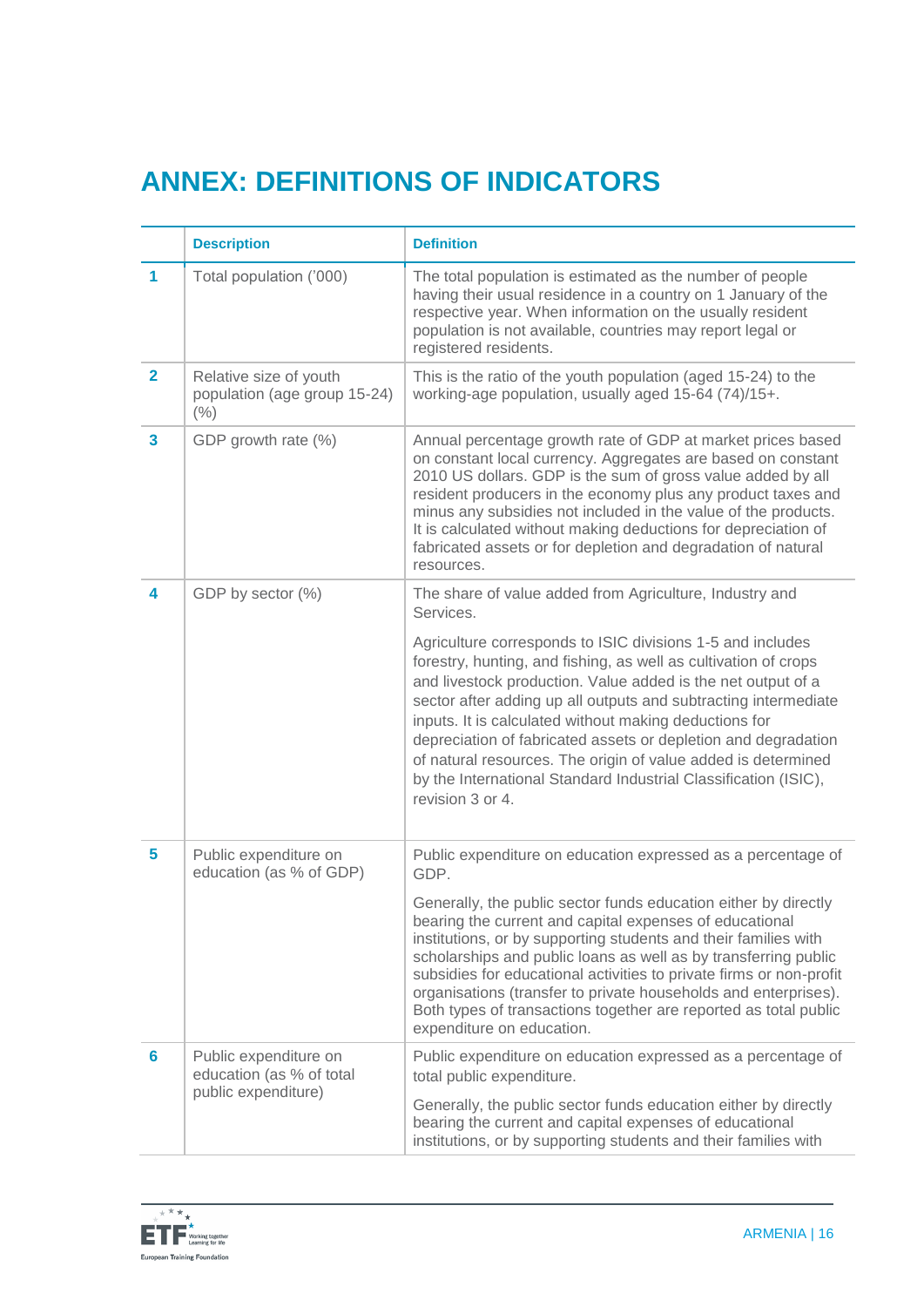# ANNEX: DEFINITIONS OF INDICATORS

| | Description | Definition |
|---|---|---|
| 1 | Total population ('000) | The total population is estimated as the number of people having their usual residence in a country on 1 January of the respective year. When information on the usually resident population is not available, countries may report legal or registered residents. |
| 2 | Relative size of youth population (age group 15-24) (%) | This is the ratio of the youth population (aged 15-24) to the working-age population, usually aged 15-64 (74)/15+. |
| 3 | GDP growth rate (%) | Annual percentage growth rate of GDP at market prices based on constant local currency. Aggregates are based on constant 2010 US dollars. GDP is the sum of gross value added by all resident producers in the economy plus any product taxes and minus any subsidies not included in the value of the products. It is calculated without making deductions for depreciation of fabricated assets or for depletion and degradation of natural resources. |
| 4 | GDP by sector (%) | The share of value added from Agriculture, Industry and Services.<br><br>Agriculture corresponds to ISIC divisions 1-5 and includes forestry, hunting, and fishing, as well as cultivation of crops and livestock production. Value added is the net output of a sector after adding up all outputs and subtracting intermediate inputs. It is calculated without making deductions for depreciation of fabricated assets or depletion and degradation of natural resources. The origin of value added is determined by the International Standard Industrial Classification (ISIC), revision 3 or 4. |
| 5 | Public expenditure on education (as % of GDP) | Public expenditure on education expressed as a percentage of GDP.<br><br>Generally, the public sector funds education either by directly bearing the current and capital expenses of educational institutions, or by supporting students and their families with scholarships and public loans as well as by transferring public subsidies for educational activities to private firms or non-profit organisations (transfer to private households and enterprises). Both types of transactions together are reported as total public expenditure on education. |
| 6 | Public expenditure on education (as % of total public expenditure) | Public expenditure on education expressed as a percentage of total public expenditure.<br><br>Generally, the public sector funds education either by directly bearing the current and capital expenses of educational institutions, or by supporting students and their families with |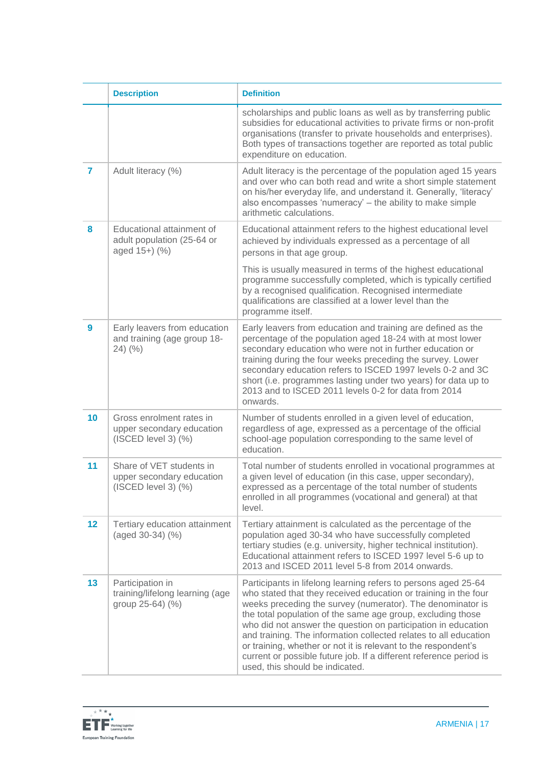| | Description | Definition |
|---|---|---|
| | | scholarships and public loans as well as by transferring public subsidies for educational activities to private firms or non-profit organisations (transfer to private households and enterprises). Both types of transactions together are reported as total public expenditure on education. |
| 7 | Adult literacy (%) | Adult literacy is the percentage of the population aged 15 years and over who can both read and write a short simple statement on his/her everyday life, and understand it. Generally, 'literacy' also encompasses 'numeracy' – the ability to make simple arithmetic calculations. |
| 8 | Educational attainment of adult population (25-64 or aged 15+) (%) | Educational attainment refers to the highest educational level achieved by individuals expressed as a percentage of all persons in that age group.<br><br>This is usually measured in terms of the highest educational programme successfully completed, which is typically certified by a recognised qualification. Recognised intermediate qualifications are classified at a lower level than the programme itself. |
| 9 | Early leavers from education and training (age group 18-24) (%) | Early leavers from education and training are defined as the percentage of the population aged 18-24 with at most lower secondary education who were not in further education or training during the four weeks preceding the survey. Lower secondary education refers to ISCED 1997 levels 0-2 and 3C short (i.e. programmes lasting under two years) for data up to 2013 and to ISCED 2011 levels 0-2 for data from 2014 onwards. |
| 10 | Gross enrolment rates in upper secondary education (ISCED level 3) (%) | Number of students enrolled in a given level of education, regardless of age, expressed as a percentage of the official school-age population corresponding to the same level of education. |
| 11 | Share of VET students in upper secondary education (ISCED level 3) (%) | Total number of students enrolled in vocational programmes at a given level of education (in this case, upper secondary), expressed as a percentage of the total number of students enrolled in all programmes (vocational and general) at that level. |
| 12 | Tertiary education attainment (aged 30-34) (%) | Tertiary attainment is calculated as the percentage of the population aged 30-34 who have successfully completed tertiary studies (e.g. university, higher technical institution). Educational attainment refers to ISCED 1997 level 5-6 up to 2013 and ISCED 2011 level 5-8 from 2014 onwards. |
| 13 | Participation in training/lifelong learning (age group 25-64) (%) | Participants in lifelong learning refers to persons aged 25-64 who stated that they received education or training in the four weeks preceding the survey (numerator). The denominator is the total population of the same age group, excluding those who did not answer the question on participation in education and training. The information collected relates to all education or training, whether or not it is relevant to the respondent's current or possible future job. If a different reference period is used, this should be indicated. |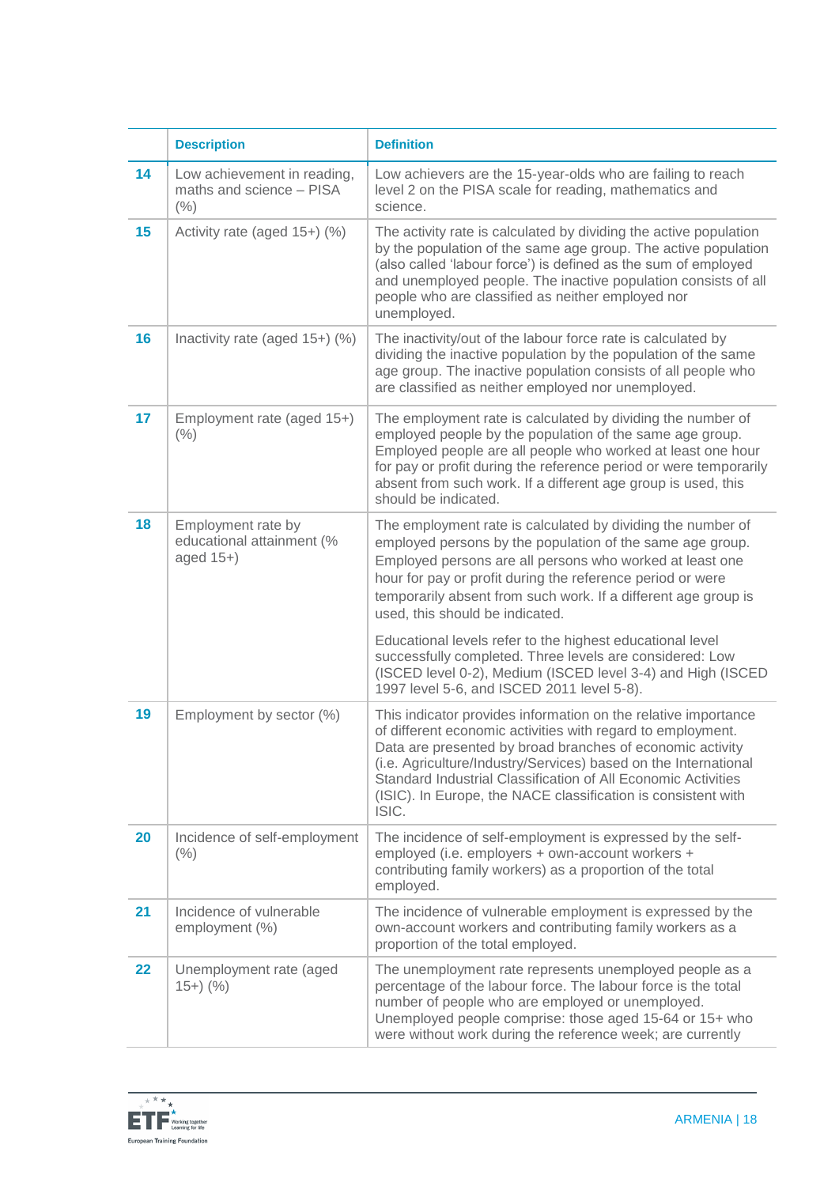| | Description | Definition |
|---|---|---|
| 14 | Low achievement in reading, maths and science – PISA (%) | Low achievers are the 15-year-olds who are failing to reach level 2 on the PISA scale for reading, mathematics and science. |
| 15 | Activity rate (aged 15+) (%) | The activity rate is calculated by dividing the active population by the population of the same age group. The active population (also called 'labour force') is defined as the sum of employed and unemployed people. The inactive population consists of all people who are classified as neither employed nor unemployed. |
| 16 | Inactivity rate (aged 15+) (%) | The inactivity/out of the labour force rate is calculated by dividing the inactive population by the population of the same age group. The inactive population consists of all people who are classified as neither employed nor unemployed. |
| 17 | Employment rate (aged 15+) (%) | The employment rate is calculated by dividing the number of employed people by the population of the same age group. Employed people are all people who worked at least one hour for pay or profit during the reference period or were temporarily absent from such work. If a different age group is used, this should be indicated. |
| 18 | Employment rate by educational attainment (% aged 15+) | The employment rate is calculated by dividing the number of employed persons by the population of the same age group. Employed persons are all persons who worked at least one hour for pay or profit during the reference period or were temporarily absent from such work. If a different age group is used, this should be indicated.<br><br>Educational levels refer to the highest educational level successfully completed. Three levels are considered: Low (ISCED level 0-2), Medium (ISCED level 3-4) and High (ISCED 1997 level 5-6, and ISCED 2011 level 5-8). |
| 19 | Employment by sector (%) | This indicator provides information on the relative importance of different economic activities with regard to employment. Data are presented by broad branches of economic activity (i.e. Agriculture/Industry/Services) based on the International Standard Industrial Classification of All Economic Activities (ISIC). In Europe, the NACE classification is consistent with ISIC. |
| 20 | Incidence of self-employment (%) | The incidence of self-employment is expressed by the self-employed (i.e. employers + own-account workers + contributing family workers) as a proportion of the total employed. |
| 21 | Incidence of vulnerable employment (%) | The incidence of vulnerable employment is expressed by the own-account workers and contributing family workers as a proportion of the total employed. |
| 22 | Unemployment rate (aged 15+) (%) | The unemployment rate represents unemployed people as a percentage of the labour force. The labour force is the total number of people who are employed or unemployed. Unemployed people comprise: those aged 15-64 or 15+ who were without work during the reference week; are currently |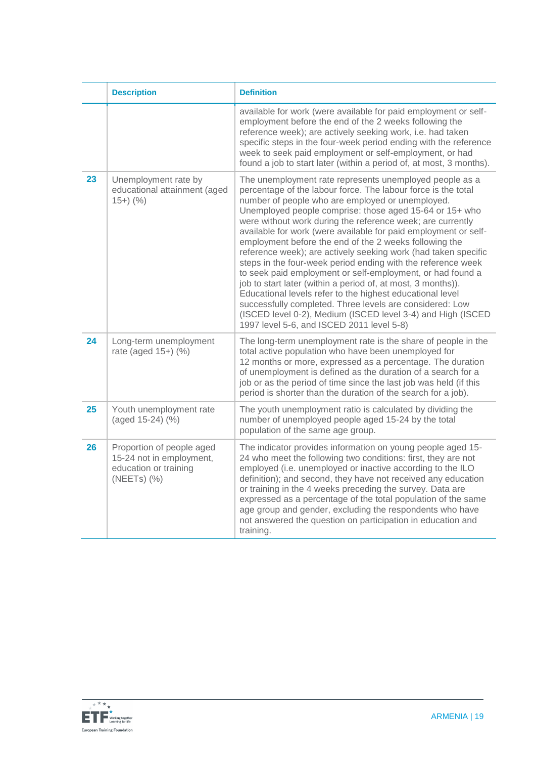|  | Description | Definition |
|---|---|---|
|  |  | available for work (were available for paid employment or self-employment before the end of the 2 weeks following the reference week); are actively seeking work, i.e. had taken specific steps in the four-week period ending with the reference week to seek paid employment or self-employment, or had found a job to start later (within a period of, at most, 3 months). |
| 23 | Unemployment rate by educational attainment (aged 15+) (%) | The unemployment rate represents unemployed people as a percentage of the labour force. The labour force is the total number of people who are employed or unemployed. Unemployed people comprise: those aged 15-64 or 15+ who were without work during the reference week; are currently available for work (were available for paid employment or self-employment before the end of the 2 weeks following the reference week); are actively seeking work (had taken specific steps in the four-week period ending with the reference week to seek paid employment or self-employment, or had found a job to start later (within a period of, at most, 3 months)). Educational levels refer to the highest educational level successfully completed. Three levels are considered: Low (ISCED level 0-2), Medium (ISCED level 3-4) and High (ISCED 1997 level 5-6, and ISCED 2011 level 5-8) |
| 24 | Long-term unemployment rate (aged 15+) (%) | The long-term unemployment rate is the share of people in the total active population who have been unemployed for 12 months or more, expressed as a percentage. The duration of unemployment is defined as the duration of a search for a job or as the period of time since the last job was held (if this period is shorter than the duration of the search for a job). |
| 25 | Youth unemployment rate (aged 15-24) (%) | The youth unemployment ratio is calculated by dividing the number of unemployed people aged 15-24 by the total population of the same age group. |
| 26 | Proportion of people aged 15-24 not in employment, education or training (NEETs) (%) | The indicator provides information on young people aged 15-24 who meet the following two conditions: first, they are not employed (i.e. unemployed or inactive according to the ILO definition); and second, they have not received any education or training in the 4 weeks preceding the survey. Data are expressed as a percentage of the total population of the same age group and gender, excluding the respondents who have not answered the question on participation in education and training. |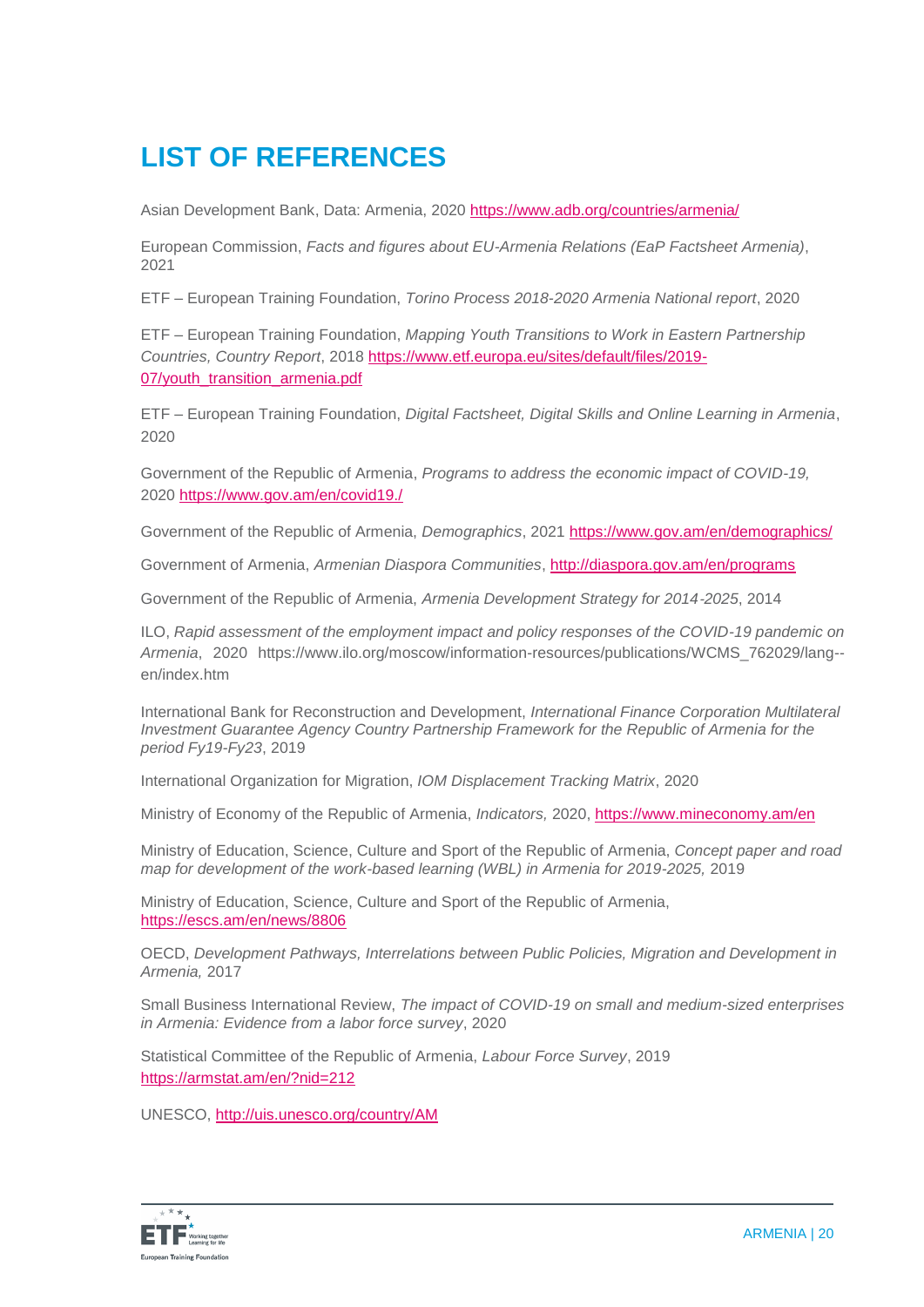# LIST OF REFERENCES

Asian Development Bank, Data: Armenia, 2020 https://www.adb.org/countries/armenia/

European Commission, *Facts and figures about EU-Armenia Relations (EaP Factsheet Armenia)*, 2021

ETF – European Training Foundation, *Torino Process 2018-2020 Armenia National report*, 2020

ETF – European Training Foundation, *Mapping Youth Transitions to Work in Eastern Partnership Countries, Country Report*, 2018 https://www.etf.europa.eu/sites/default/files/2019-07/youth_transition_armenia.pdf

ETF – European Training Foundation, *Digital Factsheet, Digital Skills and Online Learning in Armenia*, 2020

Government of the Republic of Armenia, *Programs to address the economic impact of COVID-19,* 2020 https://www.gov.am/en/covid19./

Government of the Republic of Armenia, *Demographics*, 2021 https://www.gov.am/en/demographics/

Government of Armenia, *Armenian Diaspora Communities*, http://diaspora.gov.am/en/programs

Government of the Republic of Armenia, *Armenia Development Strategy for 2014-2025*, 2014

ILO, *Rapid assessment of the employment impact and policy responses of the COVID-19 pandemic on Armenia*, 2020 https://www.ilo.org/moscow/information-resources/publications/WCMS_762029/lang--en/index.htm

International Bank for Reconstruction and Development, *International Finance Corporation Multilateral Investment Guarantee Agency Country Partnership Framework for the Republic of Armenia for the period Fy19-Fy23*, 2019

International Organization for Migration, *IOM Displacement Tracking Matrix*, 2020

Ministry of Economy of the Republic of Armenia, *Indicators,* 2020, https://www.mineconomy.am/en

Ministry of Education, Science, Culture and Sport of the Republic of Armenia, *Concept paper and road map for development of the work-based learning (WBL) in Armenia for 2019-2025,* 2019

Ministry of Education, Science, Culture and Sport of the Republic of Armenia, https://escs.am/en/news/8806

OECD, *Development Pathways, Interrelations between Public Policies, Migration and Development in Armenia,* 2017

Small Business International Review, *The impact of COVID-19 on small and medium-sized enterprises in Armenia: Evidence from a labor force survey*, 2020

Statistical Committee of the Republic of Armenia, *Labour Force Survey*, 2019 https://armstat.am/en/?nid=212

UNESCO, http://uis.unesco.org/country/AM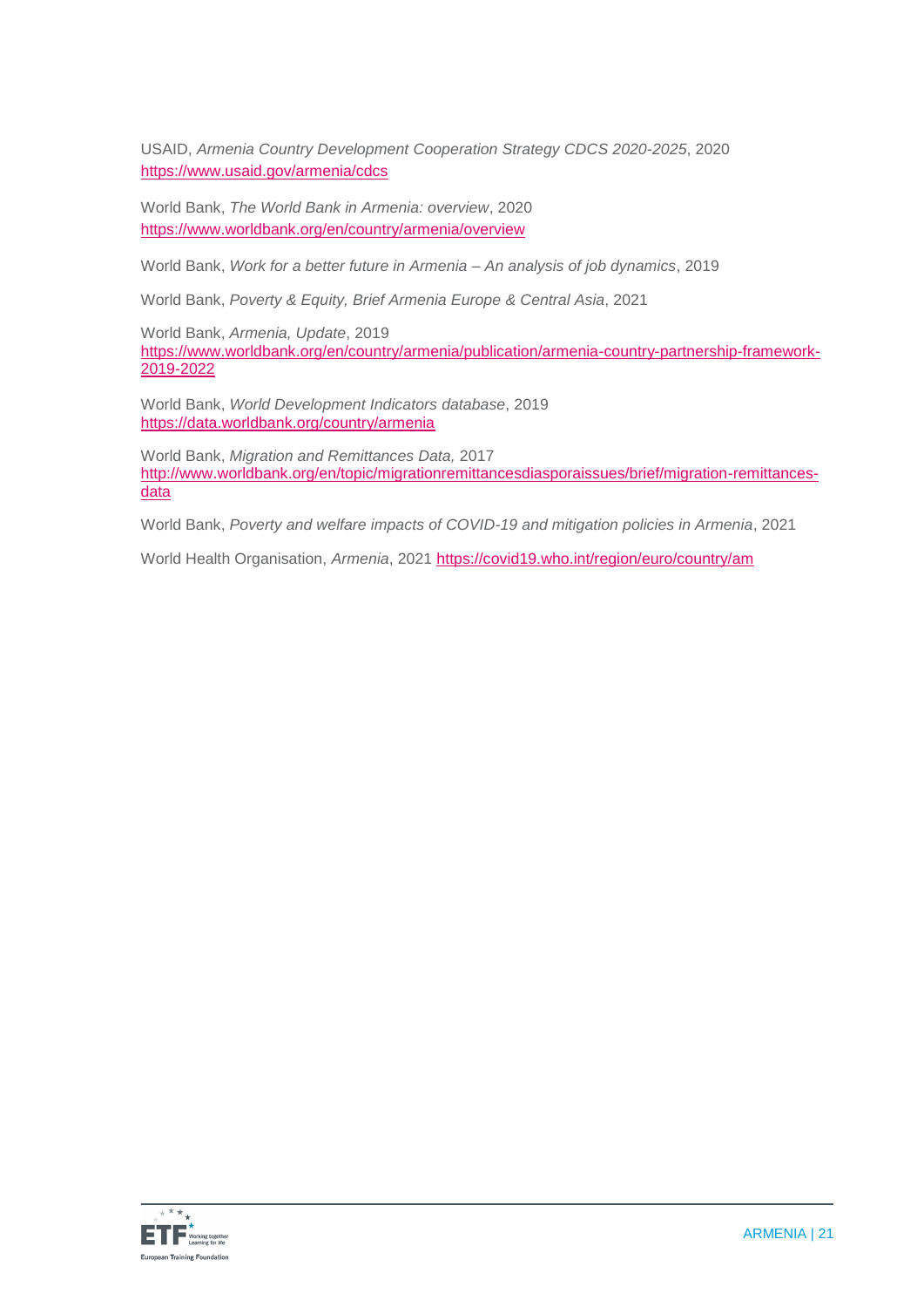USAID, *Armenia Country Development Cooperation Strategy CDCS 2020-2025*, 2020
https://www.usaid.gov/armenia/cdcs

World Bank, *The World Bank in Armenia: overview*, 2020
https://www.worldbank.org/en/country/armenia/overview

World Bank, *Work for a better future in Armenia – An analysis of job dynamics*, 2019

World Bank, *Poverty & Equity, Brief Armenia Europe & Central Asia*, 2021

World Bank, *Armenia, Update*, 2019
https://www.worldbank.org/en/country/armenia/publication/armenia-country-partnership-framework-2019-2022

World Bank, *World Development Indicators database*, 2019
https://data.worldbank.org/country/armenia

World Bank, *Migration and Remittances Data,* 2017
http://www.worldbank.org/en/topic/migrationremittancesdiasporaissues/brief/migration-remittances-data

World Bank, *Poverty and welfare impacts of COVID-19 and mitigation policies in Armenia*, 2021

World Health Organisation, *Armenia*, 2021 https://covid19.who.int/region/euro/country/am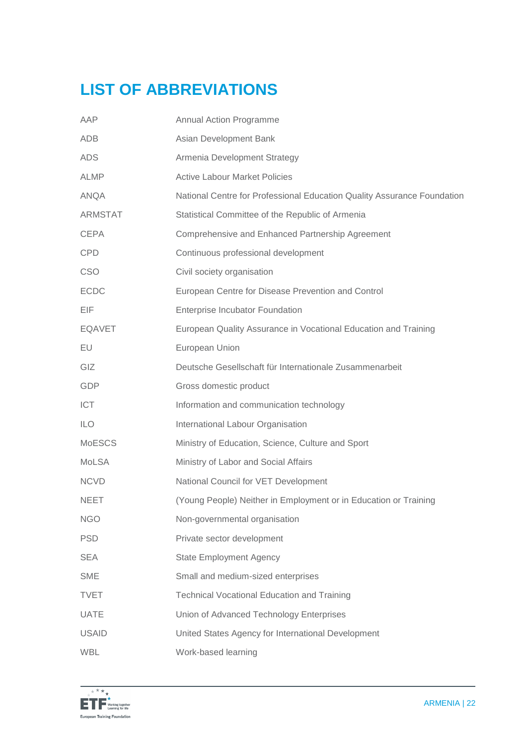# LIST OF ABBREVIATIONS

| | |
|---|---|
| AAP | Annual Action Programme |
| ADB | Asian Development Bank |
| ADS | Armenia Development Strategy |
| ALMP | Active Labour Market Policies |
| ANQA | National Centre for Professional Education Quality Assurance Foundation |
| ARMSTAT | Statistical Committee of the Republic of Armenia |
| CEPA | Comprehensive and Enhanced Partnership Agreement |
| CPD | Continuous professional development |
| CSO | Civil society organisation |
| ECDC | European Centre for Disease Prevention and Control |
| EIF | Enterprise Incubator Foundation |
| EQAVET | European Quality Assurance in Vocational Education and Training |
| EU | European Union |
| GIZ | Deutsche Gesellschaft für Internationale Zusammenarbeit |
| GDP | Gross domestic product |
| ICT | Information and communication technology |
| ILO | International Labour Organisation |
| MoESCS | Ministry of Education, Science, Culture and Sport |
| MoLSA | Ministry of Labor and Social Affairs |
| NCVD | National Council for VET Development |
| NEET | (Young People) Neither in Employment or in Education or Training |
| NGO | Non-governmental organisation |
| PSD | Private sector development |
| SEA | State Employment Agency |
| SME | Small and medium-sized enterprises |
| TVET | Technical Vocational Education and Training |
| UATE | Union of Advanced Technology Enterprises |
| USAID | United States Agency for International Development |
| WBL | Work-based learning |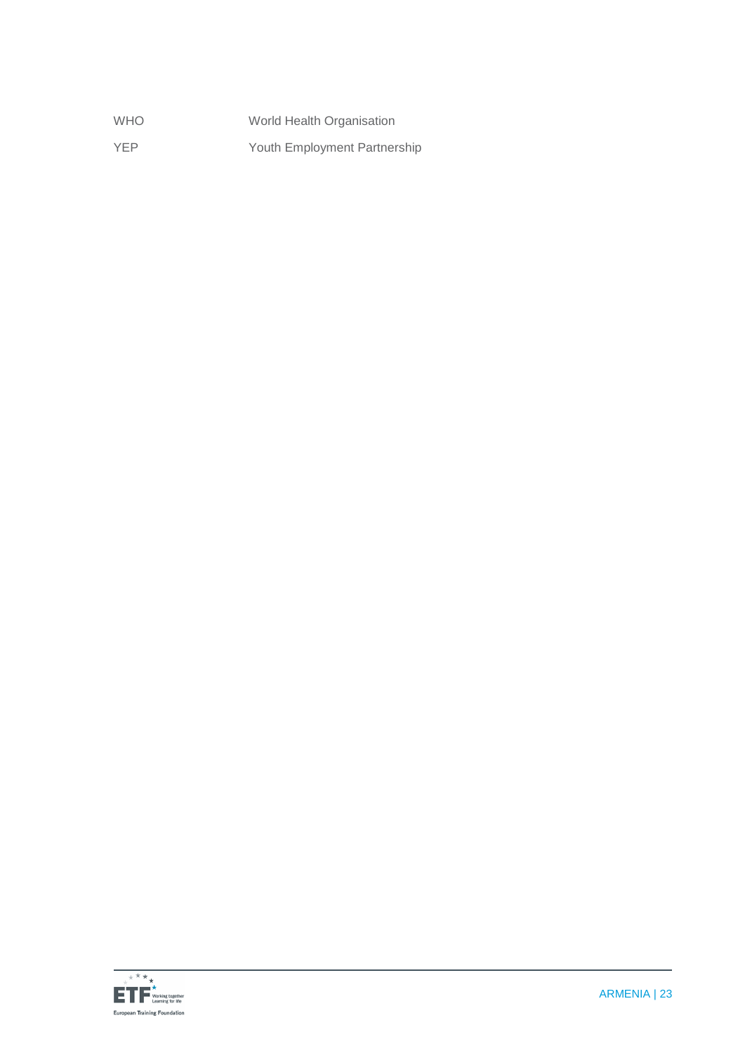| | |
|---|---|
| WHO | World Health Organisation |
| YEP | Youth Employment Partnership |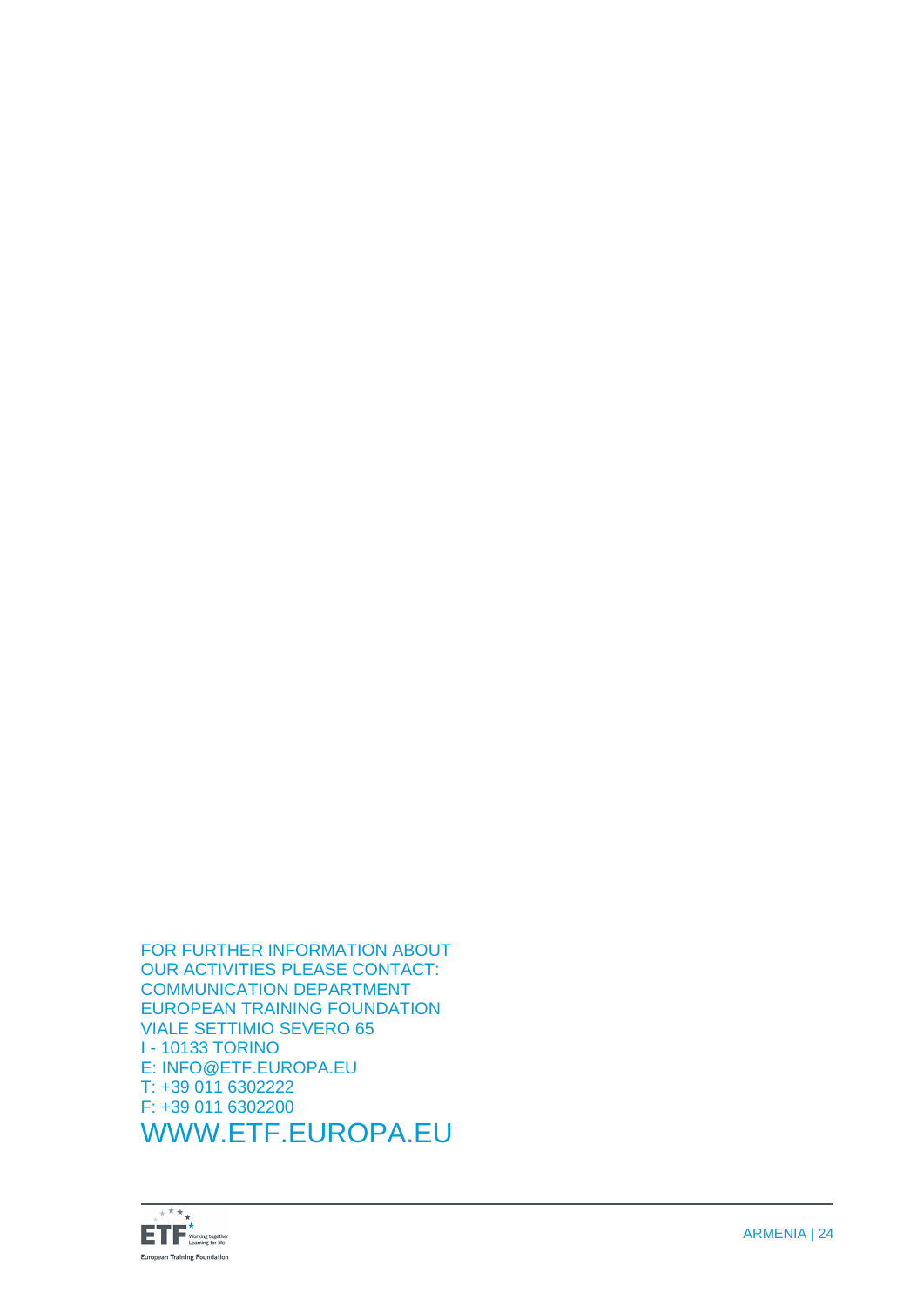FOR FURTHER INFORMATION ABOUT
OUR ACTIVITIES PLEASE CONTACT:
COMMUNICATION DEPARTMENT
EUROPEAN TRAINING FOUNDATION
VIALE SETTIMIO SEVERO 65
I - 10133 TORINO
E: INFO@ETF.EUROPA.EU
T: +39 011 6302222
F: +39 011 6302200

WWW.ETF.EUROPA.EU